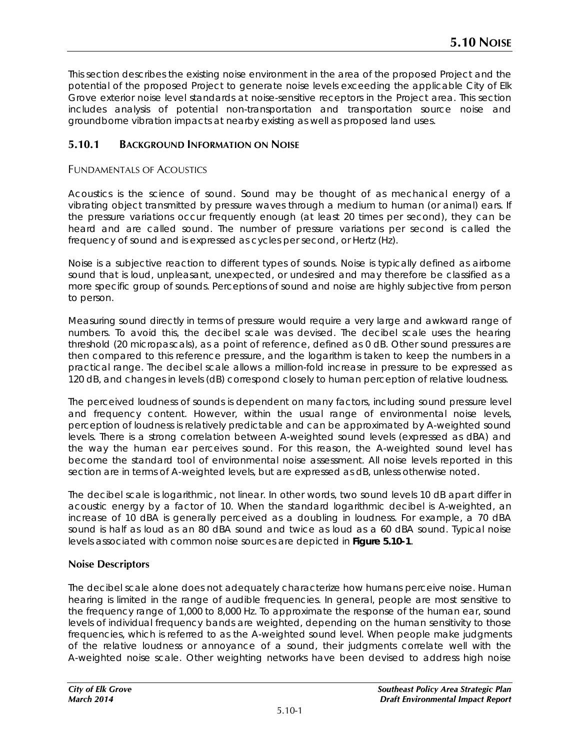# 5.10 NOISE

This section describes the existing noise environment in the area of the proposed Project and the potential of the proposed Project to generate noise levels exceeding the applicable City of Elk Grove exterior noise level standards at noise-sensitive receptors in the Project area. This section includes analysis of potential non-transportation and transportation source noise and groundborne vibration impacts at nearby existing as well as proposed land uses.

## 5.10.1 BACKGROUND INFORMATION ON NOISE

### FUNDAMENTALS OF ACOUSTICS

Acoustics is the science of sound. Sound may be thought of as mechanical energy of a vibrating object transmitted by pressure waves through a medium to human (or animal) ears. If the pressure variations occur frequently enough (at least 20 times per second), they can be heard and are called sound. The number of pressure variations per second is called the frequency of sound and is expressed as cycles per second, or Hertz (Hz).

Noise is a subjective reaction to different types of sounds. Noise is typically defined as airborne sound that is loud, unpleasant, unexpected, or undesired and may therefore be classified as a more specific group of sounds. Perceptions of sound and noise are highly subjective from person to person.

Measuring sound directly in terms of pressure would require a very large and awkward range of numbers. To avoid this, the decibel scale was devised. The decibel scale uses the hearing threshold (20 micropascals), as a point of reference, defined as 0 dB. Other sound pressures are then compared to this reference pressure, and the logarithm is taken to keep the numbers in a practical range. The decibel scale allows a million-fold increase in pressure to be expressed as 120 dB, and changes in levels (dB) correspond closely to human perception of relative loudness.

The perceived loudness of sounds is dependent on many factors, including sound pressure level and frequency content. However, within the usual range of environmental noise levels, perception of loudness is relatively predictable and can be approximated by A-weighted sound levels. There is a strong correlation between A-weighted sound levels (expressed as dBA) and the way the human ear perceives sound. For this reason, the A-weighted sound level has become the standard tool of environmental noise assessment. All noise levels reported in this section are in terms of A-weighted levels, but are expressed as dB, unless otherwise noted.

The decibel scale is logarithmic, not linear. In other words, two sound levels 10 dB apart differ in acoustic energy by a factor of 10. When the standard logarithmic decibel is A-weighted, an increase of 10 dBA is generally perceived as a doubling in loudness. For example, a 70 dBA sound is half as loud as an 80 dBA sound and twice as loud as a 60 dBA sound. Typical noise levels associated with common noise sources are depicted in **Figure 5.10-1**.

#### Noise Descriptors

The decibel scale alone does not adequately characterize how humans perceive noise. Human hearing is limited in the range of audible frequencies. In general, people are most sensitive to the frequency range of 1,000 to 8,000 Hz. To approximate the response of the human ear, sound levels of individual frequency bands are weighted, depending on the human sensitivity to those frequencies, which is referred to as the A-weighted sound level. When people make judgments of the relative loudness or annoyance of a sound, their judgments correlate well with the A-weighted noise scale. Other weighting networks have been devised to address high noise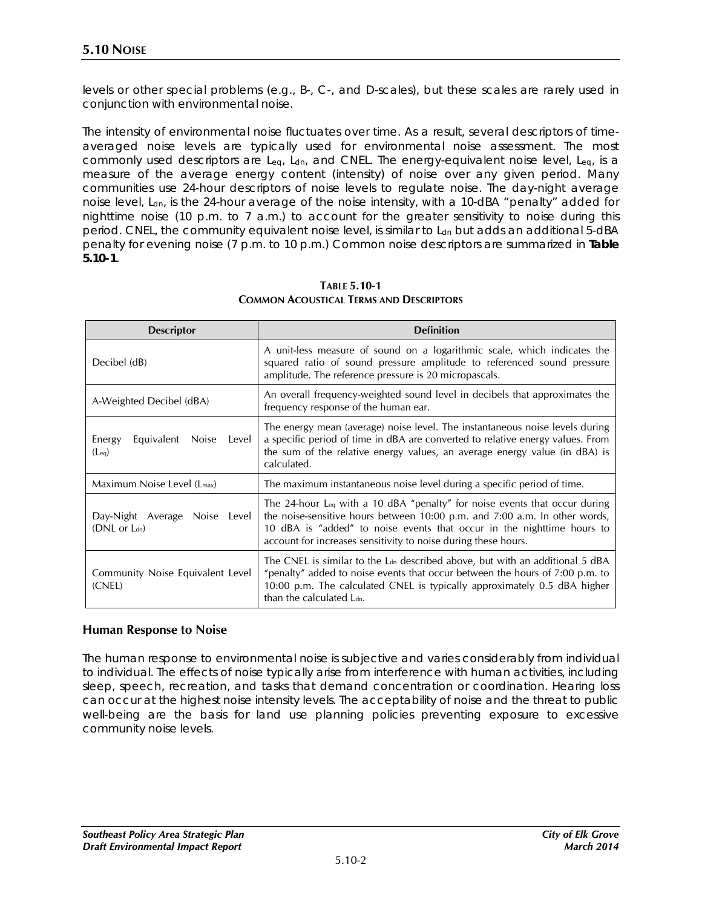levels or other special problems (e.g., B-, C-, and D-scales), but these scales are rarely used in conjunction with environmental noise.

The intensity of environmental noise fluctuates over time. As a result, several descriptors of time-averaged noise levels are typically used for environmental noise assessment. The most commonly used descriptors are $L_{eq}$, $L_{dn}$, and CNEL. The energy-equivalent noise level, $L_{eq}$, is a measure of the average energy content (intensity) of noise over any given period. Many communities use 24-hour descriptors of noise levels to regulate noise. The day-night average noise level, $L_{dn}$, is the 24-hour average of the noise intensity, with a 10-dBA "penalty" added for nighttime noise (10 p.m. to 7 a.m.) to account for the greater sensitivity to noise during this period. CNEL, the community equivalent noise level, is similar to $L_{dn}$ but adds an additional 5-dBA penalty for evening noise (7 p.m. to 10 p.m.) Common noise descriptors are summarized in **Table 5.10-1**.

**TABLE 5.10-1**
**COMMON ACOUSTICAL TERMS AND DESCRIPTORS**

| Descriptor | Definition |
|---|---|
| Decibel (dB) | A unit-less measure of sound on a logarithmic scale, which indicates the squared ratio of sound pressure amplitude to referenced sound pressure amplitude. The reference pressure is 20 micropascals. |
| A-Weighted Decibel (dBA) | An overall frequency-weighted sound level in decibels that approximates the frequency response of the human ear. |
| Energy Equivalent Noise Level ($L_{eq}$) | The energy mean (average) noise level. The instantaneous noise levels during a specific period of time in dBA are converted to relative energy values. From the sum of the relative energy values, an average energy value (in dBA) is calculated. |
| Maximum Noise Level ($L_{max}$) | The maximum instantaneous noise level during a specific period of time. |
| Day-Night Average Noise Level (DNL or $L_{dn}$) | The 24-hour $L_{eq}$ with a 10 dBA "penalty" for noise events that occur during the noise-sensitive hours between 10:00 p.m. and 7:00 a.m. In other words, 10 dBA is "added" to noise events that occur in the nighttime hours to account for increases sensitivity to noise during these hours. |
| Community Noise Equivalent Level (CNEL) | The CNEL is similar to the $L_{dn}$ described above, but with an additional 5 dBA "penalty" added to noise events that occur between the hours of 7:00 p.m. to 10:00 p.m. The calculated CNEL is typically approximately 0.5 dBA higher than the calculated $L_{dn}$. |

### Human Response to Noise

The human response to environmental noise is subjective and varies considerably from individual to individual. The effects of noise typically arise from interference with human activities, including sleep, speech, recreation, and tasks that demand concentration or coordination. Hearing loss can occur at the highest noise intensity levels. The acceptability of noise and the threat to public well-being are the basis for land use planning policies preventing exposure to excessive community noise levels.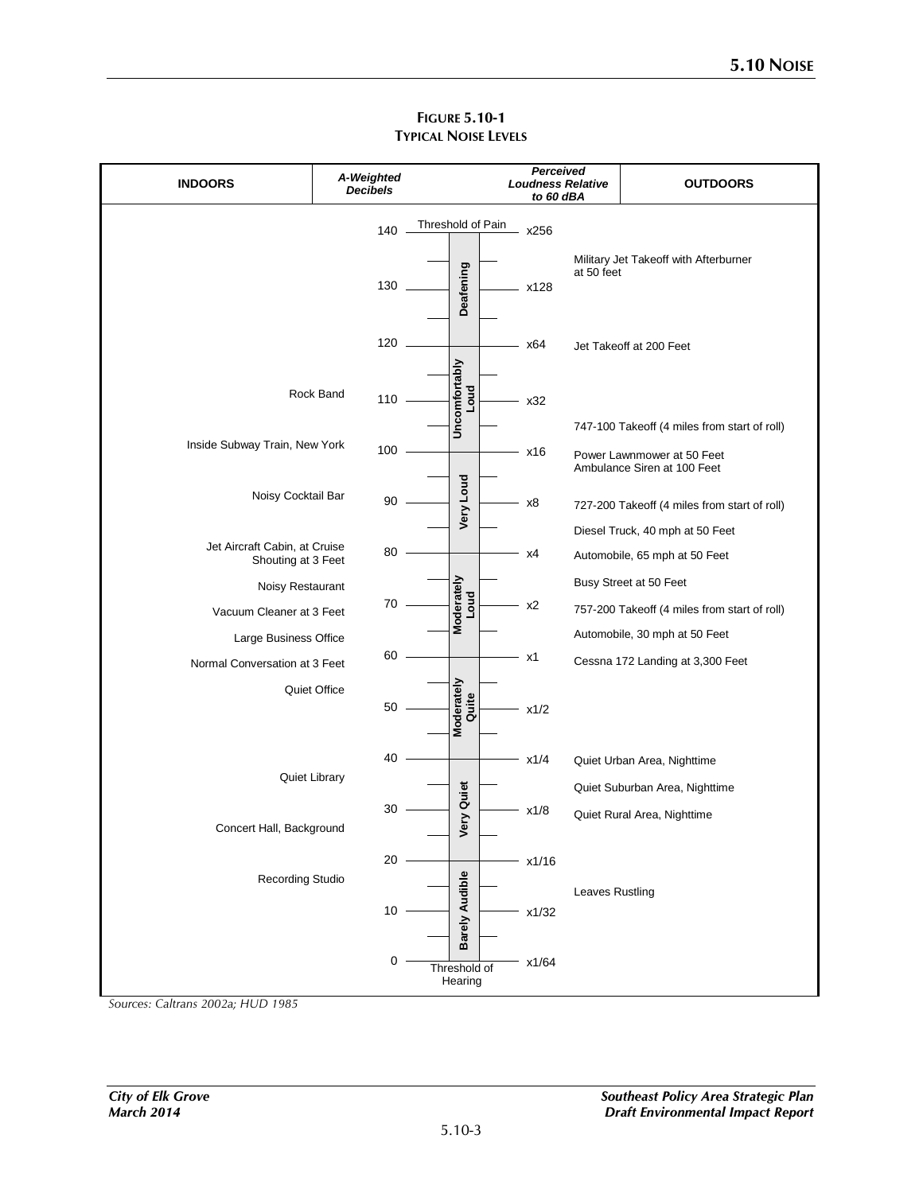**FIGURE 5.10-1**
**TYPICAL NOISE LEVELS**

| INDOORS | A-Weighted Decibels | | Perceived Loudness Relative to 60 dBA | OUTDOORS |
|---|---|---|---|---|
| | 140 | Threshold of Pain | x256 | |
| | | Deafening | | Military Jet Takeoff with Afterburner at 50 feet |
| | 130 | Deafening | x128 | |
| | 120 | | x64 | Jet Takeoff at 200 Feet |
| Rock Band | 110 | Uncomfortably Loud | x32 | |
| | | Uncomfortably Loud | | 747-100 Takeoff (4 miles from start of roll) |
| Inside Subway Train, New York | 100 | | x16 | Power Lawnmower at 50 Feet<br>Ambulance Siren at 100 Feet |
| Noisy Cocktail Bar | 90 | Very Loud | x8 | 727-200 Takeoff (4 miles from start of roll) |
| | | Very Loud | | Diesel Truck, 40 mph at 50 Feet |
| Jet Aircraft Cabin, at Cruise<br>Shouting at 3 Feet | 80 | | x4 | Automobile, 65 mph at 50 Feet |
| Noisy Restaurant | | Moderately Loud | | Busy Street at 50 Feet |
| Vacuum Cleaner at 3 Feet | 70 | Moderately Loud | x2 | 757-200 Takeoff (4 miles from start of roll) |
| Large Business Office | | Moderately Loud | | Automobile, 30 mph at 50 Feet |
| Normal Conversation at 3 Feet | 60 | | x1 | Cessna 172 Landing at 3,300 Feet |
| Quiet Office | | Moderately Quite | | |
| | 50 | Moderately Quite | x1/2 | |
| | 40 | | x1/4 | Quiet Urban Area, Nighttime |
| Quiet Library | | Very Quiet | | Quiet Suburban Area, Nighttime |
| | 30 | Very Quiet | x1/8 | Quiet Rural Area, Nighttime |
| Concert Hall, Background | | Very Quiet | | |
| | 20 | | x1/16 | |
| Recording Studio | | Barely Audible | | Leaves Rustling |
| | 10 | Barely Audible | x1/32 | |
| | 0 | Threshold of Hearing | x1/64 | |

*Sources: Caltrans 2002a; HUD 1985*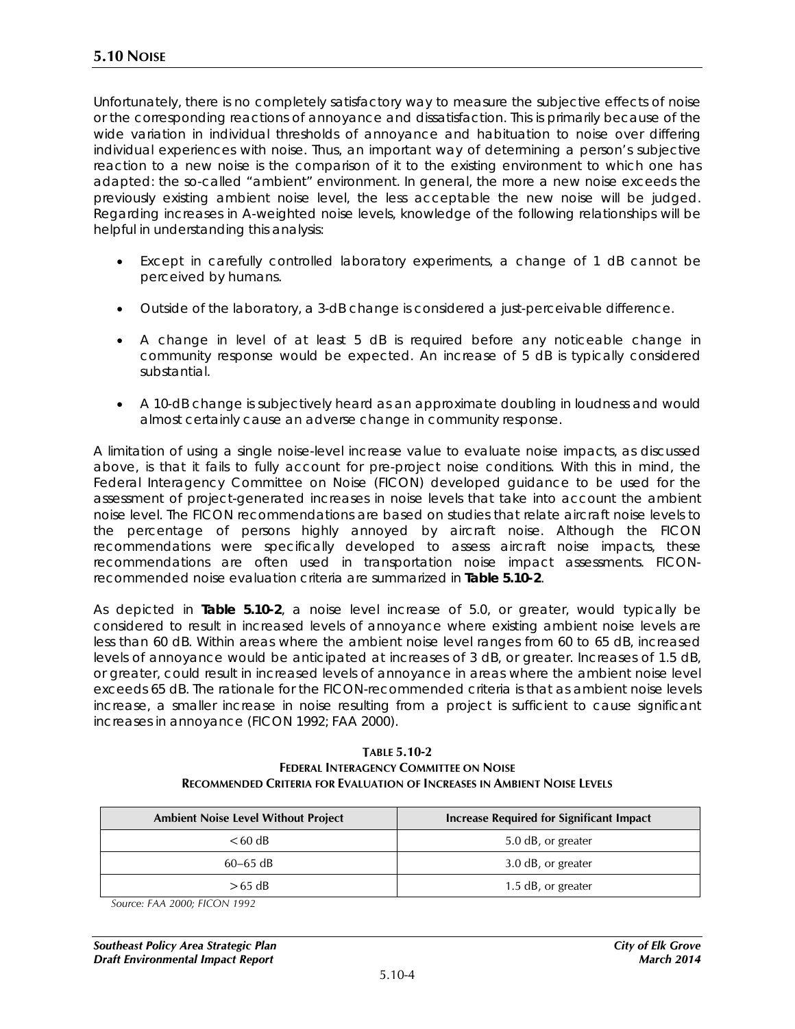Unfortunately, there is no completely satisfactory way to measure the subjective effects of noise or the corresponding reactions of annoyance and dissatisfaction. This is primarily because of the wide variation in individual thresholds of annoyance and habituation to noise over differing individual experiences with noise. Thus, an important way of determining a person's subjective reaction to a new noise is the comparison of it to the existing environment to which one has adapted: the so-called "ambient" environment. In general, the more a new noise exceeds the previously existing ambient noise level, the less acceptable the new noise will be judged. Regarding increases in A-weighted noise levels, knowledge of the following relationships will be helpful in understanding this analysis:

- Except in carefully controlled laboratory experiments, a change of 1 dB cannot be perceived by humans.
- Outside of the laboratory, a 3-dB change is considered a just-perceivable difference.
- A change in level of at least 5 dB is required before any noticeable change in community response would be expected. An increase of 5 dB is typically considered substantial.
- A 10-dB change is subjectively heard as an approximate doubling in loudness and would almost certainly cause an adverse change in community response.

A limitation of using a single noise-level increase value to evaluate noise impacts, as discussed above, is that it fails to fully account for pre-project noise conditions. With this in mind, the Federal Interagency Committee on Noise (FICON) developed guidance to be used for the assessment of project-generated increases in noise levels that take into account the ambient noise level. The FICON recommendations are based on studies that relate aircraft noise levels to the percentage of persons highly annoyed by aircraft noise. Although the FICON recommendations were specifically developed to assess aircraft noise impacts, these recommendations are often used in transportation noise impact assessments. FICON-recommended noise evaluation criteria are summarized in **Table 5.10-2**.

As depicted in **Table 5.10-2**, a noise level increase of 5.0, or greater, would typically be considered to result in increased levels of annoyance where existing ambient noise levels are less than 60 dB. Within areas where the ambient noise level ranges from 60 to 65 dB, increased levels of annoyance would be anticipated at increases of 3 dB, or greater. Increases of 1.5 dB, or greater, could result in increased levels of annoyance in areas where the ambient noise level exceeds 65 dB. The rationale for the FICON-recommended criteria is that as ambient noise levels increase, a smaller increase in noise resulting from a project is sufficient to cause significant increases in annoyance (FICON 1992; FAA 2000).

**TABLE 5.10-2**
**FEDERAL INTERAGENCY COMMITTEE ON NOISE**
**RECOMMENDED CRITERIA FOR EVALUATION OF INCREASES IN AMBIENT NOISE LEVELS**

| Ambient Noise Level Without Project | Increase Required for Significant Impact |
|---|---|
| < 60 dB | 5.0 dB, or greater |
| 60–65 dB | 3.0 dB, or greater |
| > 65 dB | 1.5 dB, or greater |

*Source: FAA 2000; FICON 1992*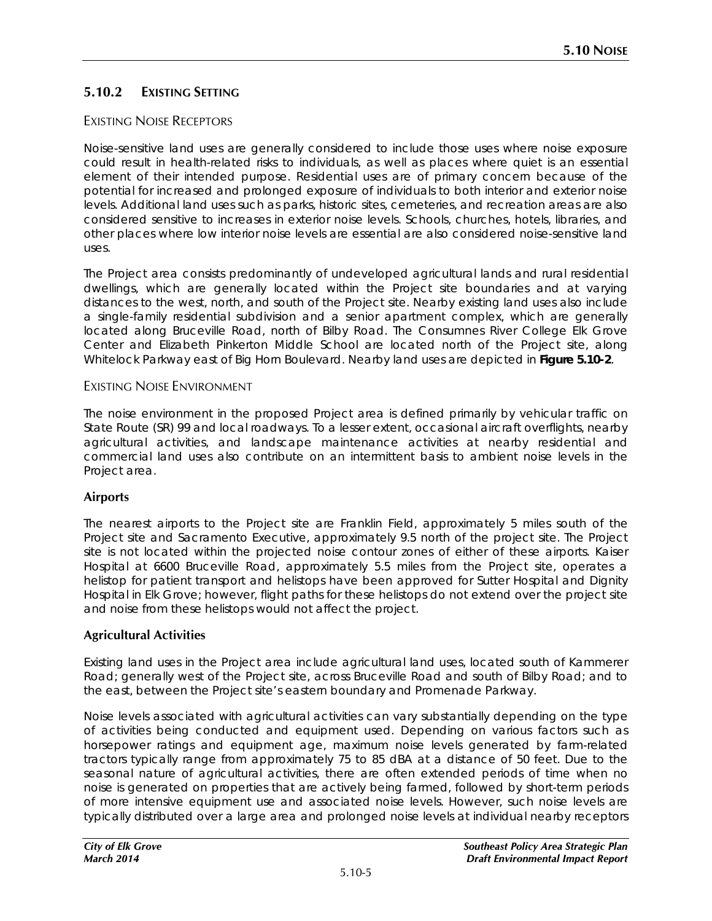## 5.10.2 Existing Setting

### Existing Noise Receptors

Noise-sensitive land uses are generally considered to include those uses where noise exposure could result in health-related risks to individuals, as well as places where quiet is an essential element of their intended purpose. Residential uses are of primary concern because of the potential for increased and prolonged exposure of individuals to both interior and exterior noise levels. Additional land uses such as parks, historic sites, cemeteries, and recreation areas are also considered sensitive to increases in exterior noise levels. Schools, churches, hotels, libraries, and other places where low interior noise levels are essential are also considered noise-sensitive land uses.

The Project area consists predominantly of undeveloped agricultural lands and rural residential dwellings, which are generally located within the Project site boundaries and at varying distances to the west, north, and south of the Project site. Nearby existing land uses also include a single-family residential subdivision and a senior apartment complex, which are generally located along Bruceville Road, north of Bilby Road. The Consumnes River College Elk Grove Center and Elizabeth Pinkerton Middle School are located north of the Project site, along Whitelock Parkway east of Big Horn Boulevard. Nearby land uses are depicted in **Figure 5.10-2**.

### Existing Noise Environment

The noise environment in the proposed Project area is defined primarily by vehicular traffic on State Route (SR) 99 and local roadways. To a lesser extent, occasional aircraft overflights, nearby agricultural activities, and landscape maintenance activities at nearby residential and commercial land uses also contribute on an intermittent basis to ambient noise levels in the Project area.

#### Airports

The nearest airports to the Project site are Franklin Field, approximately 5 miles south of the Project site and Sacramento Executive, approximately 9.5 north of the project site. The Project site is not located within the projected noise contour zones of either of these airports. Kaiser Hospital at 6600 Bruceville Road, approximately 5.5 miles from the Project site, operates a helistop for patient transport and helistops have been approved for Sutter Hospital and Dignity Hospital in Elk Grove; however, flight paths for these helistops do not extend over the project site and noise from these helistops would not affect the project.

#### Agricultural Activities

Existing land uses in the Project area include agricultural land uses, located south of Kammerer Road; generally west of the Project site, across Bruceville Road and south of Bilby Road; and to the east, between the Project site's eastern boundary and Promenade Parkway.

Noise levels associated with agricultural activities can vary substantially depending on the type of activities being conducted and equipment used. Depending on various factors such as horsepower ratings and equipment age, maximum noise levels generated by farm-related tractors typically range from approximately 75 to 85 dBA at a distance of 50 feet. Due to the seasonal nature of agricultural activities, there are often extended periods of time when no noise is generated on properties that are actively being farmed, followed by short-term periods of more intensive equipment use and associated noise levels. However, such noise levels are typically distributed over a large area and prolonged noise levels at individual nearby receptors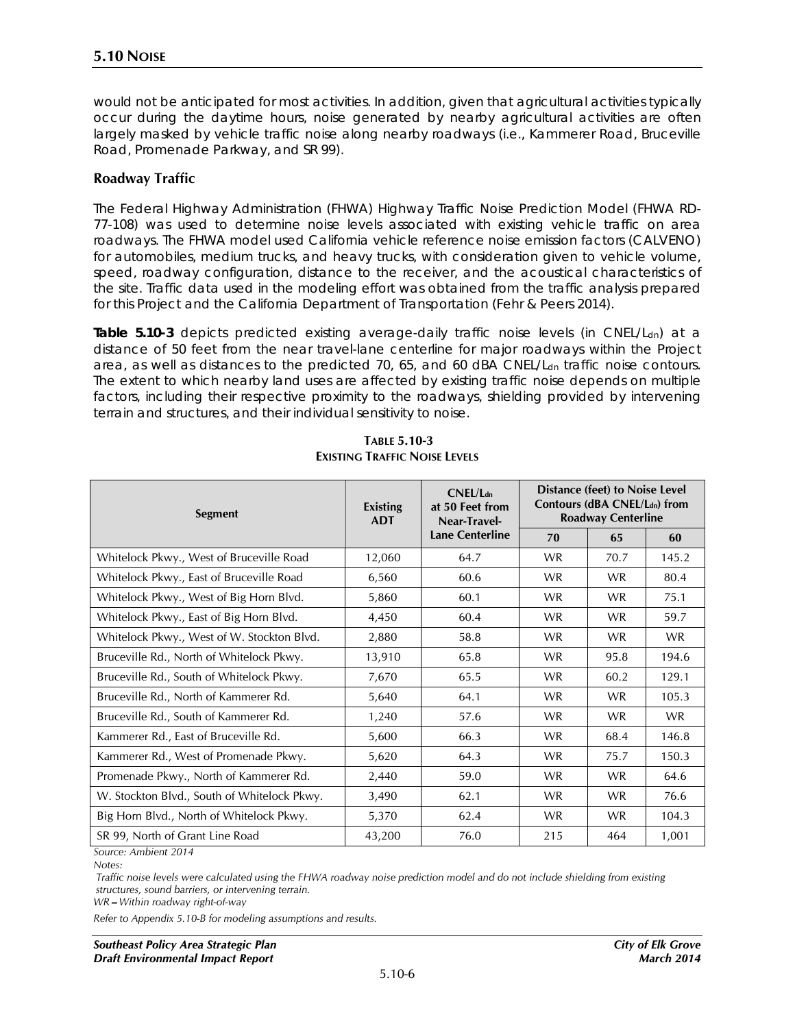would not be anticipated for most activities. In addition, given that agricultural activities typically occur during the daytime hours, noise generated by nearby agricultural activities are often largely masked by vehicle traffic noise along nearby roadways (i.e., Kammerer Road, Bruceville Road, Promenade Parkway, and SR 99).

### Roadway Traffic

The Federal Highway Administration (FHWA) Highway Traffic Noise Prediction Model (FHWA RD-77-108) was used to determine noise levels associated with existing vehicle traffic on area roadways. The FHWA model used California vehicle reference noise emission factors (CALVENO) for automobiles, medium trucks, and heavy trucks, with consideration given to vehicle volume, speed, roadway configuration, distance to the receiver, and the acoustical characteristics of the site. Traffic data used in the modeling effort was obtained from the traffic analysis prepared for this Project and the California Department of Transportation (Fehr & Peers 2014).

**Table 5.10-3** depicts predicted existing average-daily traffic noise levels (in CNEL/$L_{dn}$) at a distance of 50 feet from the near travel-lane centerline for major roadways within the Project area, as well as distances to the predicted 70, 65, and 60 dBA CNEL/$L_{dn}$ traffic noise contours. The extent to which nearby land uses are affected by existing traffic noise depends on multiple factors, including their respective proximity to the roadways, shielding provided by intervening terrain and structures, and their individual sensitivity to noise.

**TABLE 5.10-3**
**EXISTING TRAFFIC NOISE LEVELS**

| Segment | Existing ADT | CNEL/$L_{dn}$ at 50 Feet from Near-Travel-Lane Centerline | Distance (feet) to Noise Level Contours (dBA CNEL/$L_{dn}$) from Roadway Centerline | | |
|---|---|---|---|---|---|
| | | | 70 | 65 | 60 |
| Whitelock Pkwy., West of Bruceville Road | 12,060 | 64.7 | WR | 70.7 | 145.2 |
| Whitelock Pkwy., East of Bruceville Road | 6,560 | 60.6 | WR | WR | 80.4 |
| Whitelock Pkwy., West of Big Horn Blvd. | 5,860 | 60.1 | WR | WR | 75.1 |
| Whitelock Pkwy., East of Big Horn Blvd. | 4,450 | 60.4 | WR | WR | 59.7 |
| Whitelock Pkwy., West of W. Stockton Blvd. | 2,880 | 58.8 | WR | WR | WR |
| Bruceville Rd., North of Whitelock Pkwy. | 13,910 | 65.8 | WR | 95.8 | 194.6 |
| Bruceville Rd., South of Whitelock Pkwy. | 7,670 | 65.5 | WR | 60.2 | 129.1 |
| Bruceville Rd., North of Kammerer Rd. | 5,640 | 64.1 | WR | WR | 105.3 |
| Bruceville Rd., South of Kammerer Rd. | 1,240 | 57.6 | WR | WR | WR |
| Kammerer Rd., East of Bruceville Rd. | 5,600 | 66.3 | WR | 68.4 | 146.8 |
| Kammerer Rd., West of Promenade Pkwy. | 5,620 | 64.3 | WR | 75.7 | 150.3 |
| Promenade Pkwy., North of Kammerer Rd. | 2,440 | 59.0 | WR | WR | 64.6 |
| W. Stockton Blvd., South of Whitelock Pkwy. | 3,490 | 62.1 | WR | WR | 76.6 |
| Big Horn Blvd., North of Whitelock Pkwy. | 5,370 | 62.4 | WR | WR | 104.3 |
| SR 99, North of Grant Line Road | 43,200 | 76.0 | 215 | 464 | 1,001 |

*Source: Ambient 2014*

*Notes:*

*Traffic noise levels were calculated using the FHWA roadway noise prediction model and do not include shielding from existing structures, sound barriers, or intervening terrain.*

*WR = Within roadway right-of-way*

*Refer to Appendix 5.10-B for modeling assumptions and results.*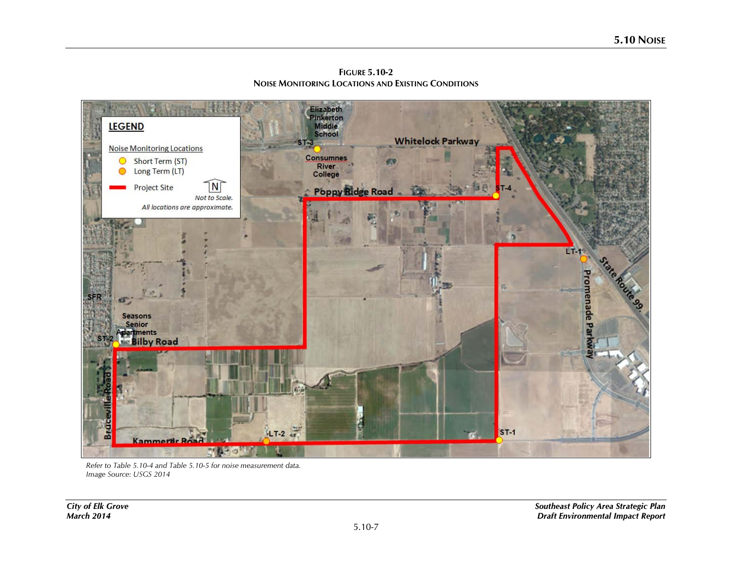**FIGURE 5.10-2**
**NOISE MONITORING LOCATIONS AND EXISTING CONDITIONS**

*Refer to Table 5.10-4 and Table 5.10-5 for noise measurement data.*
*Image Source: USGS 2014*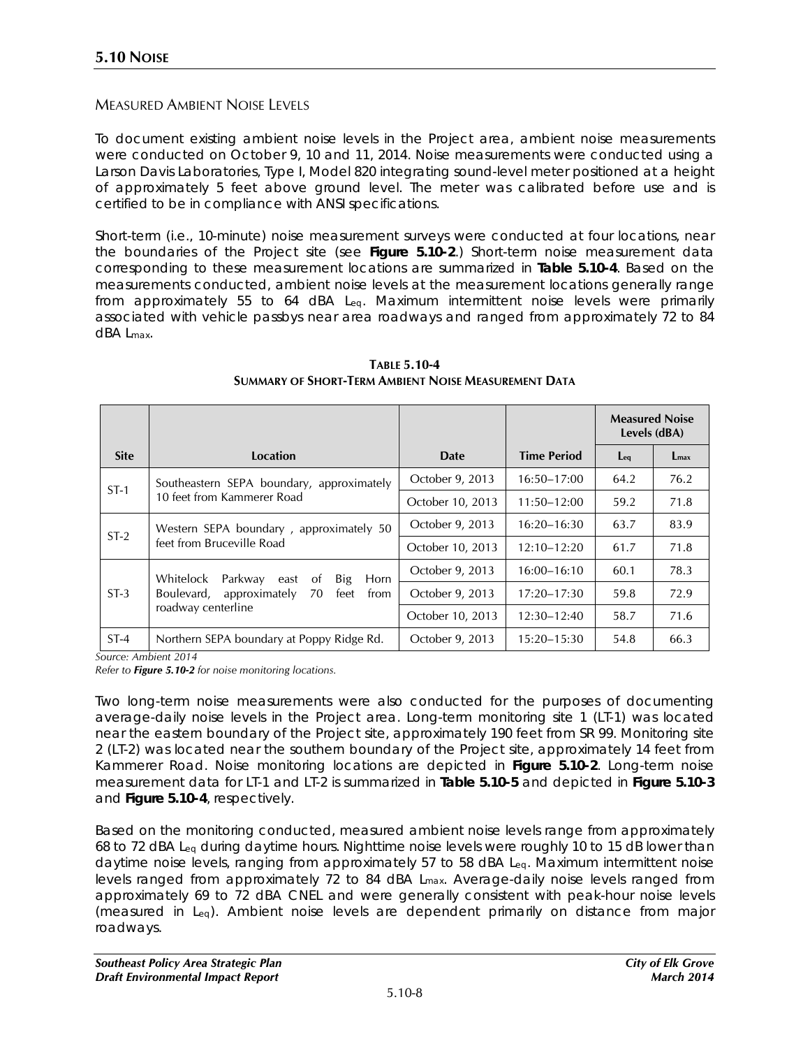## 5.10 NOISE

### MEASURED AMBIENT NOISE LEVELS

To document existing ambient noise levels in the Project area, ambient noise measurements were conducted on October 9, 10 and 11, 2014. Noise measurements were conducted using a Larson Davis Laboratories, Type I, Model 820 integrating sound-level meter positioned at a height of approximately 5 feet above ground level. The meter was calibrated before use and is certified to be in compliance with ANSI specifications.

Short-term (i.e., 10-minute) noise measurement surveys were conducted at four locations, near the boundaries of the Project site (see **Figure 5.10-2**.) Short-term noise measurement data corresponding to these measurement locations are summarized in **Table 5.10-4**. Based on the measurements conducted, ambient noise levels at the measurement locations generally range from approximately 55 to 64 dBA $L_{eq}$. Maximum intermittent noise levels were primarily associated with vehicle passbys near area roadways and ranged from approximately 72 to 84 dBA $L_{max}$.

**TABLE 5.10-4**
**SUMMARY OF SHORT-TERM AMBIENT NOISE MEASUREMENT DATA**

| Site | Location | Date | Time Period | Measured Noise Levels (dBA) | |
|---|---|---|---|---|---|
| | | | | $L_{eq}$ | $L_{max}$ |
| ST-1 | Southeastern SEPA boundary, approximately 10 feet from Kammerer Road | October 9, 2013 | 16:50–17:00 | 64.2 | 76.2 |
| | | October 10, 2013 | 11:50–12:00 | 59.2 | 71.8 |
| ST-2 | Western SEPA boundary , approximately 50 feet from Bruceville Road | October 9, 2013 | 16:20–16:30 | 63.7 | 83.9 |
| | | October 10, 2013 | 12:10–12:20 | 61.7 | 71.8 |
| ST-3 | Whitelock Parkway east of Big Horn Boulevard, approximately 70 feet from roadway centerline | October 9, 2013 | 16:00–16:10 | 60.1 | 78.3 |
| | | October 9, 2013 | 17:20–17:30 | 59.8 | 72.9 |
| | | October 10, 2013 | 12:30–12:40 | 58.7 | 71.6 |
| ST-4 | Northern SEPA boundary at Poppy Ridge Rd. | October 9, 2013 | 15:20–15:30 | 54.8 | 66.3 |

*Source: Ambient 2014*
*Refer to **Figure 5.10-2** for noise monitoring locations.*

Two long-term noise measurements were also conducted for the purposes of documenting average-daily noise levels in the Project area. Long-term monitoring site 1 (LT-1) was located near the eastern boundary of the Project site, approximately 190 feet from SR 99. Monitoring site 2 (LT-2) was located near the southern boundary of the Project site, approximately 14 feet from Kammerer Road. Noise monitoring locations are depicted in **Figure 5.10-2**. Long-term noise measurement data for LT-1 and LT-2 is summarized in **Table 5.10-5** and depicted in **Figure 5.10-3** and **Figure 5.10-4**, respectively.

Based on the monitoring conducted, measured ambient noise levels range from approximately 68 to 72 dBA $L_{eq}$ during daytime hours. Nighttime noise levels were roughly 10 to 15 dB lower than daytime noise levels, ranging from approximately 57 to 58 dBA $L_{eq}$. Maximum intermittent noise levels ranged from approximately 72 to 84 dBA $L_{max}$. Average-daily noise levels ranged from approximately 69 to 72 dBA CNEL and were generally consistent with peak-hour noise levels (measured in $L_{eq}$). Ambient noise levels are dependent primarily on distance from major roadways.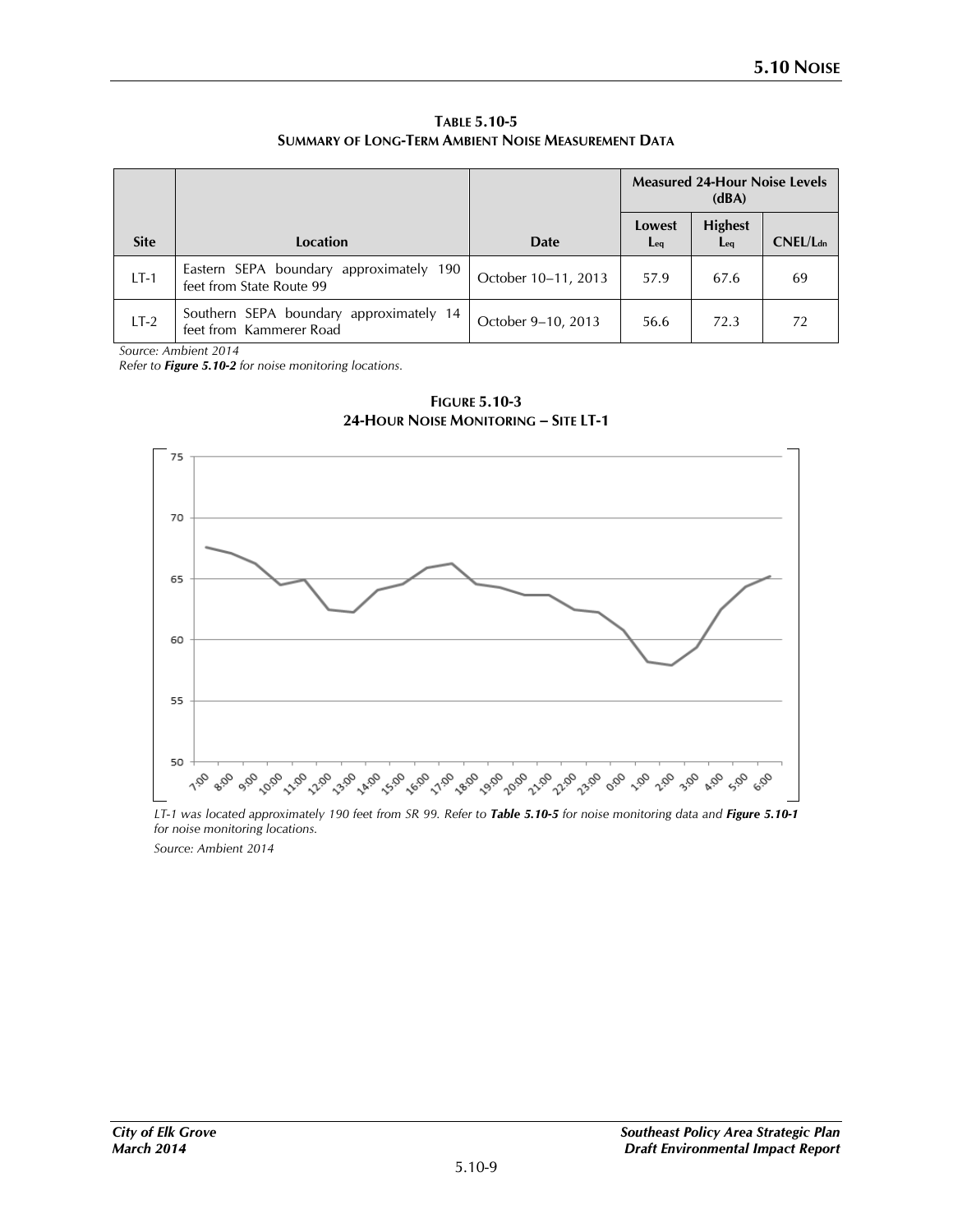**TABLE 5.10-5**
**SUMMARY OF LONG-TERM AMBIENT NOISE MEASUREMENT DATA**

| Site | Location | Date | Measured 24-Hour Noise Levels (dBA) | | |
|---|---|---|---|---|---|
| | | | Lowest $L_{eq}$ | Highest $L_{eq}$ | CNEL/$L_{dn}$ |
| LT-1 | Eastern SEPA boundary approximately 190 feet from State Route 99 | October 10–11, 2013 | 57.9 | 67.6 | 69 |
| LT-2 | Southern SEPA boundary approximately 14 feet from Kammerer Road | October 9–10, 2013 | 56.6 | 72.3 | 72 |

*Source: Ambient 2014*

*Refer to **Figure 5.10-2** for noise monitoring locations.*

**FIGURE 5.10-3**
**24-HOUR NOISE MONITORING – SITE LT-1**

*LT-1 was located approximately 190 feet from SR 99. Refer to **Table 5.10-5** for noise monitoring data and **Figure 5.10-1** for noise monitoring locations.*

*Source: Ambient 2014*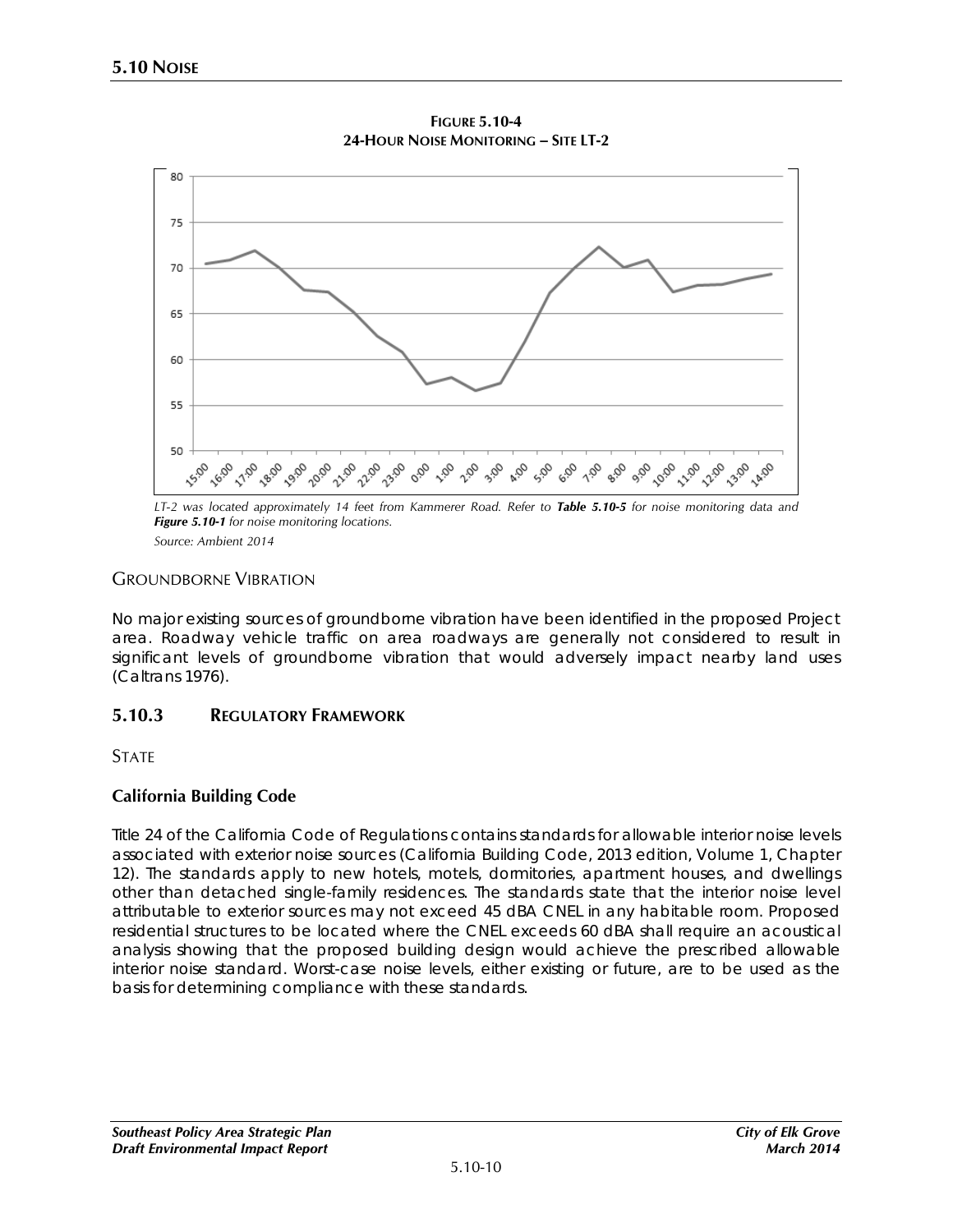## 5.10 NOISE

**FIGURE 5.10-4**
**24-HOUR NOISE MONITORING – SITE LT-2**

*LT-2 was located approximately 14 feet from Kammerer Road. Refer to **Table 5.10-5** for noise monitoring data and **Figure 5.10-1** for noise monitoring locations.*

*Source: Ambient 2014*

### GROUNDBORNE VIBRATION

No major existing sources of groundborne vibration have been identified in the proposed Project area. Roadway vehicle traffic on area roadways are generally not considered to result in significant levels of groundborne vibration that would adversely impact nearby land uses (Caltrans 1976).

## 5.10.3 REGULATORY FRAMEWORK

### STATE

#### California Building Code

Title 24 of the California Code of Regulations contains standards for allowable interior noise levels associated with exterior noise sources (California Building Code, 2013 edition, Volume 1, Chapter 12). The standards apply to new hotels, motels, dormitories, apartment houses, and dwellings other than detached single-family residences. The standards state that the interior noise level attributable to exterior sources may not exceed 45 dBA CNEL in any habitable room. Proposed residential structures to be located where the CNEL exceeds 60 dBA shall require an acoustical analysis showing that the proposed building design would achieve the prescribed allowable interior noise standard. Worst-case noise levels, either existing or future, are to be used as the basis for determining compliance with these standards.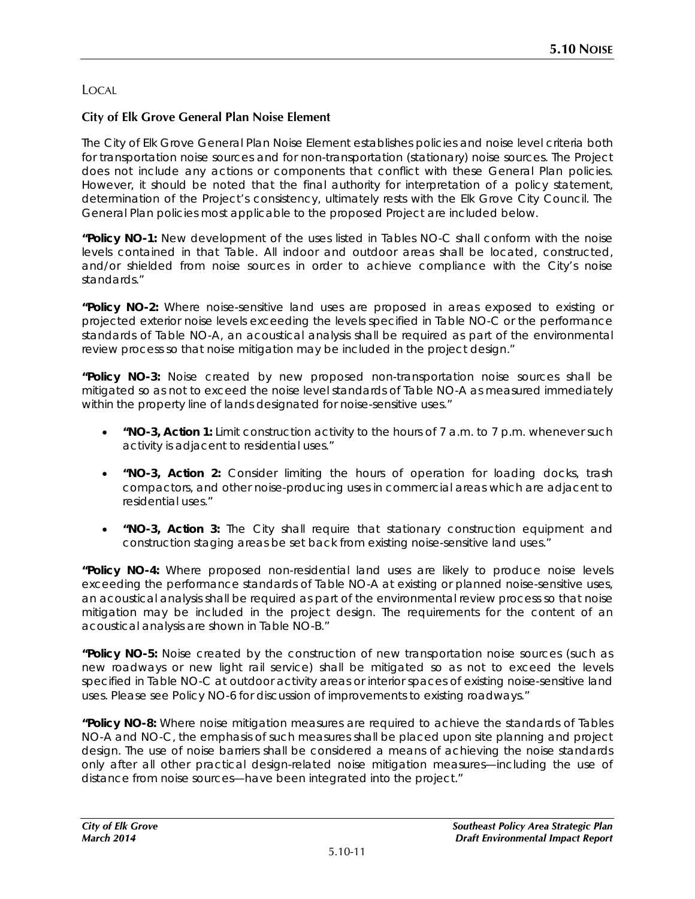LOCAL

**City of Elk Grove General Plan Noise Element**

The City of Elk Grove General Plan Noise Element establishes policies and noise level criteria both for transportation noise sources and for non-transportation (stationary) noise sources. The Project does not include any actions or components that conflict with these General Plan policies. However, it should be noted that the final authority for interpretation of a policy statement, determination of the Project's consistency, ultimately rests with the Elk Grove City Council. The General Plan policies most applicable to the proposed Project are included below.

**"Policy NO-1:** New development of the uses listed in Tables NO-C shall conform with the noise levels contained in that Table. All indoor and outdoor areas shall be located, constructed, and/or shielded from noise sources in order to achieve compliance with the City's noise standards."

**"Policy NO-2:** Where noise-sensitive land uses are proposed in areas exposed to existing or projected exterior noise levels exceeding the levels specified in Table NO-C or the performance standards of Table NO-A, an acoustical analysis shall be required as part of the environmental review process so that noise mitigation may be included in the project design."

**"Policy NO-3:** Noise created by new proposed non-transportation noise sources shall be mitigated so as not to exceed the noise level standards of Table NO-A as measured immediately within the property line of lands designated for noise-sensitive uses."

- **"NO-3, Action 1:** Limit construction activity to the hours of 7 a.m. to 7 p.m. whenever such activity is adjacent to residential uses."
- **"NO-3, Action 2:** Consider limiting the hours of operation for loading docks, trash compactors, and other noise-producing uses in commercial areas which are adjacent to residential uses."
- **"NO-3, Action 3:** The City shall require that stationary construction equipment and construction staging areas be set back from existing noise-sensitive land uses."

**"Policy NO-4:** Where proposed non-residential land uses are likely to produce noise levels exceeding the performance standards of Table NO-A at existing or planned noise-sensitive uses, an acoustical analysis shall be required as part of the environmental review process so that noise mitigation may be included in the project design. The requirements for the content of an acoustical analysis are shown in Table NO-B."

**"Policy NO-5:** Noise created by the construction of new transportation noise sources (such as new roadways or new light rail service) shall be mitigated so as not to exceed the levels specified in Table NO-C at outdoor activity areas or interior spaces of existing noise-sensitive land uses. Please see Policy NO-6 for discussion of improvements to existing roadways."

**"Policy NO-8:** Where noise mitigation measures are required to achieve the standards of Tables NO-A and NO-C, the emphasis of such measures shall be placed upon site planning and project design. The use of noise barriers shall be considered a means of achieving the noise standards only after all other practical design-related noise mitigation measures—including the use of distance from noise sources—have been integrated into the project."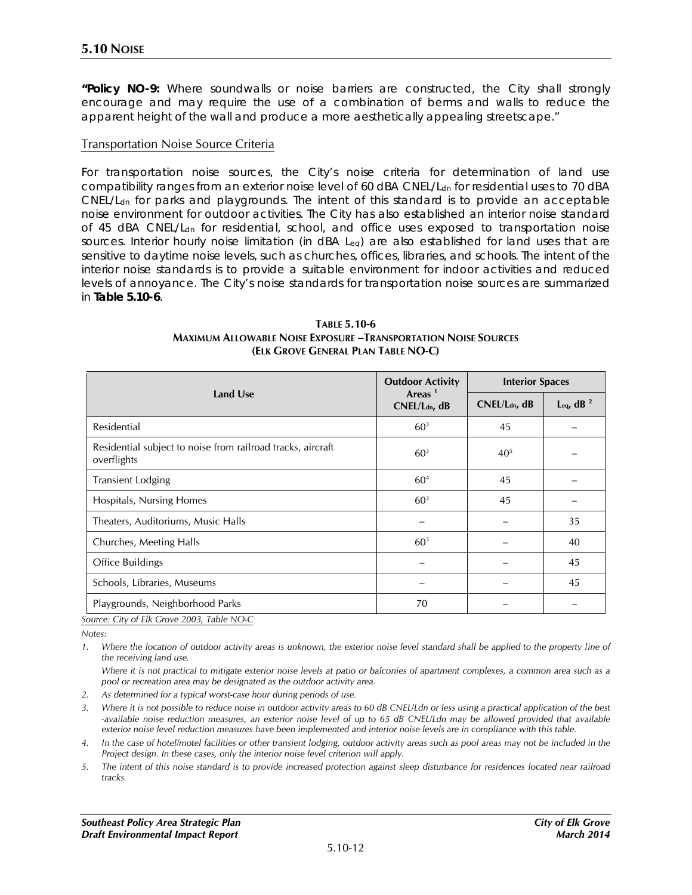**"Policy NO-9:** Where soundwalls or noise barriers are constructed, the City shall strongly encourage and may require the use of a combination of berms and walls to reduce the apparent height of the wall and produce a more aesthetically appealing streetscape."

Transportation Noise Source Criteria

For transportation noise sources, the City's noise criteria for determination of land use compatibility ranges from an exterior noise level of 60 dBA CNEL/$L_{dn}$ for residential uses to 70 dBA CNEL/$L_{dn}$ for parks and playgrounds. The intent of this standard is to provide an acceptable noise environment for outdoor activities. The City has also established an interior noise standard of 45 dBA CNEL/$L_{dn}$ for residential, school, and office uses exposed to transportation noise sources. Interior hourly noise limitation (in dBA $L_{eq}$) are also established for land uses that are sensitive to daytime noise levels, such as churches, offices, libraries, and schools. The intent of the interior noise standards is to provide a suitable environment for indoor activities and reduced levels of annoyance. The City's noise standards for transportation noise sources are summarized in **Table 5.10-6**.

**TABLE 5.10-6**
**MAXIMUM ALLOWABLE NOISE EXPOSURE –TRANSPORTATION NOISE SOURCES**
**(ELK GROVE GENERAL PLAN TABLE NO-C)**

| Land Use | Outdoor Activity Areas [1] CNEL/$L_{dn}$, dB | Interior Spaces | |
|---|---|---|---|
| | | CNEL/$L_{dn}$, dB | $L_{eq}$, dB [2] |
| Residential | 60[3] | 45 | – |
| Residential subject to noise from railroad tracks, aircraft overflights | 60[3] | 40[5] | – |
| Transient Lodging | 60[4] | 45 | – |
| Hospitals, Nursing Homes | 60[3] | 45 | – |
| Theaters, Auditoriums, Music Halls | – | – | 35 |
| Churches, Meeting Halls | 60[3] | – | 40 |
| Office Buildings | – | – | 45 |
| Schools, Libraries, Museums | – | – | 45 |
| Playgrounds, Neighborhood Parks | 70 | – | – |

*Source: City of Elk Grove 2003, Table NO-C*

*Notes:*

1. *Where the location of outdoor activity areas is unknown, the exterior noise level standard shall be applied to the property line of the receiving land use.*

   *Where it is not practical to mitigate exterior noise levels at patio or balconies of apartment complexes, a common area such as a pool or recreation area may be designated as the outdoor activity area.*
2. *As determined for a typical worst-case hour during periods of use.*
3. *Where it is not possible to reduce noise in outdoor activity areas to 60 dB CNEL/Ldn or less using a practical application of the best -available noise reduction measures, an exterior noise level of up to 65 dB CNEL/Ldn may be allowed provided that available exterior noise level reduction measures have been implemented and interior noise levels are in compliance with this table.*
4. *In the case of hotel/motel facilities or other transient lodging, outdoor activity areas such as pool areas may not be included in the Project design. In these cases, only the interior noise level criterion will apply.*
5. *The intent of this noise standard is to provide increased protection against sleep disturbance for residences located near railroad tracks.*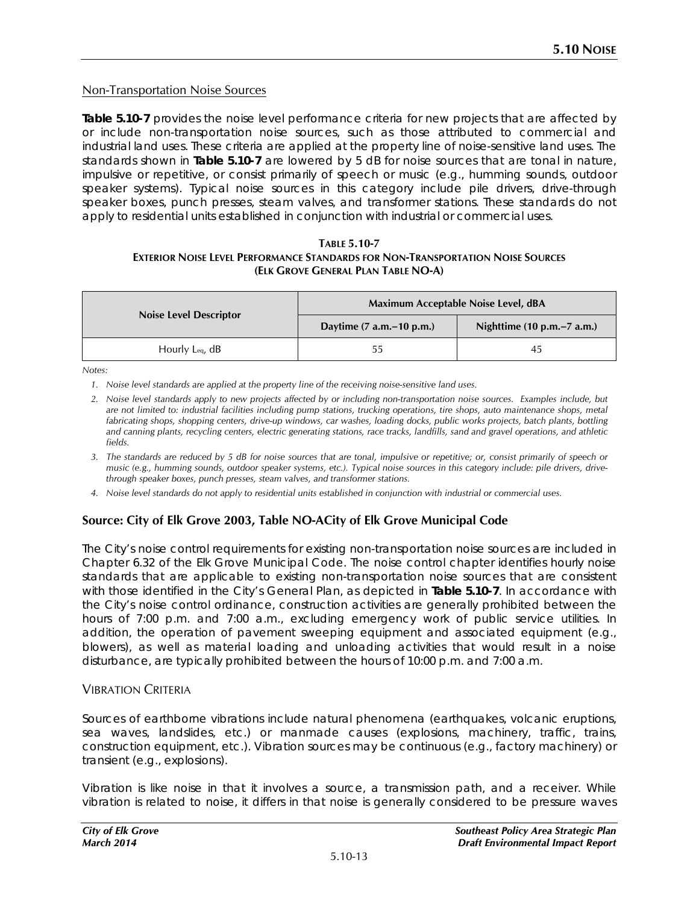#### Non-Transportation Noise Sources

**Table 5.10-7** provides the noise level performance criteria for new projects that are affected by or include non-transportation noise sources, such as those attributed to commercial and industrial land uses. These criteria are applied at the property line of noise-sensitive land uses. The standards shown in **Table 5.10-7** are lowered by 5 dB for noise sources that are tonal in nature, impulsive or repetitive, or consist primarily of speech or music (e.g., humming sounds, outdoor speaker systems). Typical noise sources in this category include pile drivers, drive-through speaker boxes, punch presses, steam valves, and transformer stations. These standards do not apply to residential units established in conjunction with industrial or commercial uses.

**TABLE 5.10-7**
**EXTERIOR NOISE LEVEL PERFORMANCE STANDARDS FOR NON-TRANSPORTATION NOISE SOURCES**
**(ELK GROVE GENERAL PLAN TABLE NO-A)**

| Noise Level Descriptor | Maximum Acceptable Noise Level, dBA | |
|---|---|---|
| | Daytime (7 a.m.–10 p.m.) | Nighttime (10 p.m.–7 a.m.) |
| Hourly $L_{eq}$, dB | 55 | 45 |

*Notes:*

1. *Noise level standards are applied at the property line of the receiving noise-sensitive land uses.*
2. *Noise level standards apply to new projects affected by or including non-transportation noise sources. Examples include, but are not limited to: industrial facilities including pump stations, trucking operations, tire shops, auto maintenance shops, metal fabricating shops, shopping centers, drive-up windows, car washes, loading docks, public works projects, batch plants, bottling and canning plants, recycling centers, electric generating stations, race tracks, landfills, sand and gravel operations, and athletic fields.*
3. *The standards are reduced by 5 dB for noise sources that are tonal, impulsive or repetitive; or, consist primarily of speech or music (e.g., humming sounds, outdoor speaker systems, etc.). Typical noise sources in this category include: pile drivers, drive-through speaker boxes, punch presses, steam valves, and transformer stations.*
4. *Noise level standards do not apply to residential units established in conjunction with industrial or commercial uses.*

**Source: City of Elk Grove 2003, Table NO-ACity of Elk Grove Municipal Code**

The City's noise control requirements for existing non-transportation noise sources are included in Chapter 6.32 of the Elk Grove Municipal Code. The noise control chapter identifies hourly noise standards that are applicable to existing non-transportation noise sources that are consistent with those identified in the City's General Plan, as depicted in **Table 5.10-7**. In accordance with the City's noise control ordinance, construction activities are generally prohibited between the hours of 7:00 p.m. and 7:00 a.m., excluding emergency work of public service utilities. In addition, the operation of pavement sweeping equipment and associated equipment (e.g., blowers), as well as material loading and unloading activities that would result in a noise disturbance, are typically prohibited between the hours of 10:00 p.m. and 7:00 a.m.

### VIBRATION CRITERIA

Sources of earthborne vibrations include natural phenomena (earthquakes, volcanic eruptions, sea waves, landslides, etc.) or manmade causes (explosions, machinery, traffic, trains, construction equipment, etc.). Vibration sources may be continuous (e.g., factory machinery) or transient (e.g., explosions).

Vibration is like noise in that it involves a source, a transmission path, and a receiver. While vibration is related to noise, it differs in that noise is generally considered to be pressure waves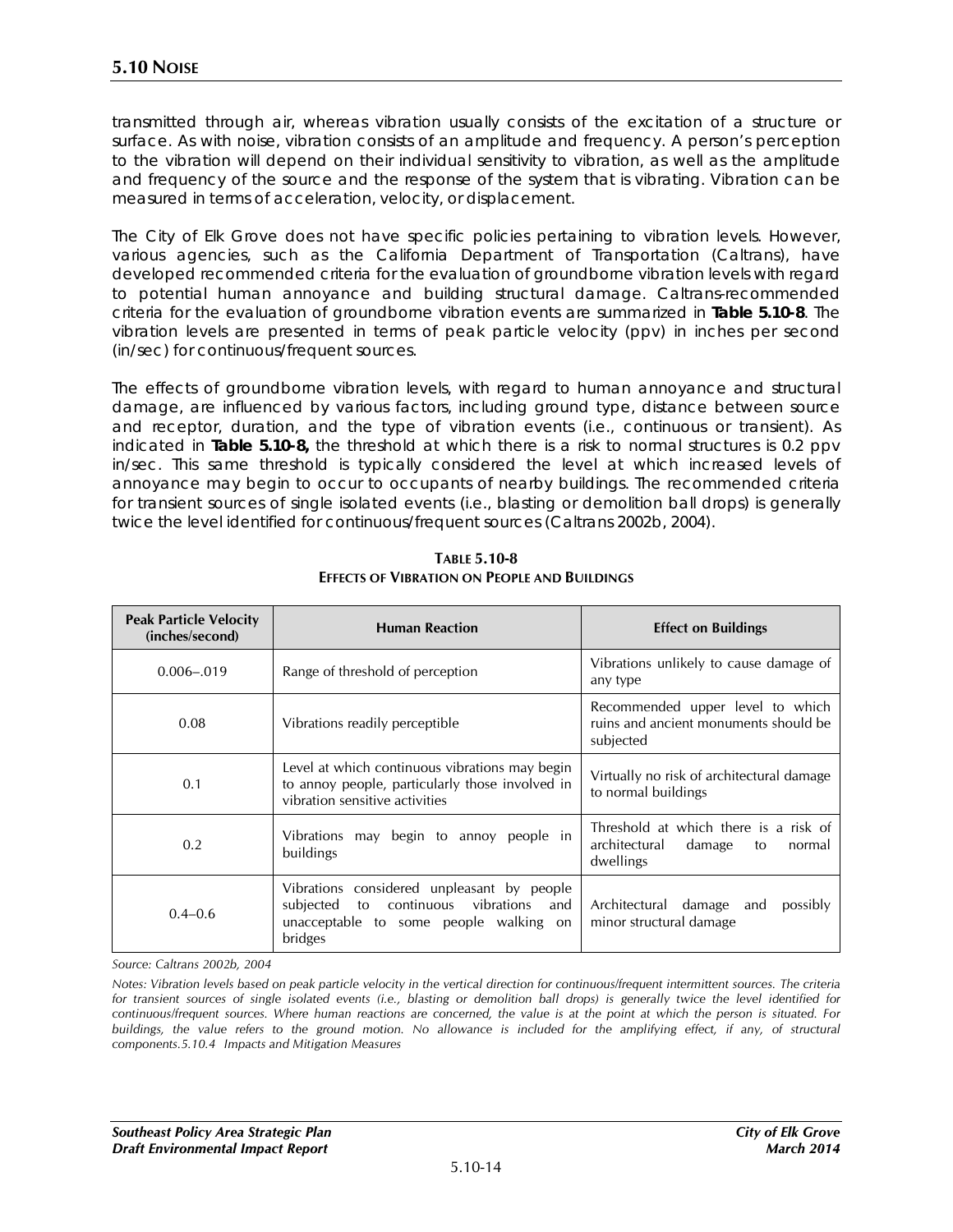transmitted through air, whereas vibration usually consists of the excitation of a structure or surface. As with noise, vibration consists of an amplitude and frequency. A person's perception to the vibration will depend on their individual sensitivity to vibration, as well as the amplitude and frequency of the source and the response of the system that is vibrating. Vibration can be measured in terms of acceleration, velocity, or displacement.

The City of Elk Grove does not have specific policies pertaining to vibration levels. However, various agencies, such as the California Department of Transportation (Caltrans), have developed recommended criteria for the evaluation of groundborne vibration levels with regard to potential human annoyance and building structural damage. Caltrans-recommended criteria for the evaluation of groundborne vibration events are summarized in **Table 5.10-8**. The vibration levels are presented in terms of peak particle velocity (ppv) in inches per second (in/sec) for continuous/frequent sources.

The effects of groundborne vibration levels, with regard to human annoyance and structural damage, are influenced by various factors, including ground type, distance between source and receptor, duration, and the type of vibration events (i.e., continuous or transient). As indicated in **Table 5.10-8,** the threshold at which there is a risk to normal structures is 0.2 ppv in/sec. This same threshold is typically considered the level at which increased levels of annoyance may begin to occur to occupants of nearby buildings. The recommended criteria for transient sources of single isolated events (i.e., blasting or demolition ball drops) is generally twice the level identified for continuous/frequent sources (Caltrans 2002b, 2004).

**TABLE 5.10-8**
**EFFECTS OF VIBRATION ON PEOPLE AND BUILDINGS**

| Peak Particle Velocity (inches/second) | Human Reaction | Effect on Buildings |
|---|---|---|
| 0.006–.019 | Range of threshold of perception | Vibrations unlikely to cause damage of any type |
| 0.08 | Vibrations readily perceptible | Recommended upper level to which ruins and ancient monuments should be subjected |
| 0.1 | Level at which continuous vibrations may begin to annoy people, particularly those involved in vibration sensitive activities | Virtually no risk of architectural damage to normal buildings |
| 0.2 | Vibrations may begin to annoy people in buildings | Threshold at which there is a risk of architectural damage to normal dwellings |
| 0.4–0.6 | Vibrations considered unpleasant by people subjected to continuous vibrations and unacceptable to some people walking on bridges | Architectural damage and possibly minor structural damage |

*Source: Caltrans 2002b, 2004*

*Notes: Vibration levels based on peak particle velocity in the vertical direction for continuous/frequent intermittent sources. The criteria for transient sources of single isolated events (i.e., blasting or demolition ball drops) is generally twice the level identified for continuous/frequent sources. Where human reactions are concerned, the value is at the point at which the person is situated. For buildings, the value refers to the ground motion. No allowance is included for the amplifying effect, if any, of structural components.5.10.4 Impacts and Mitigation Measures*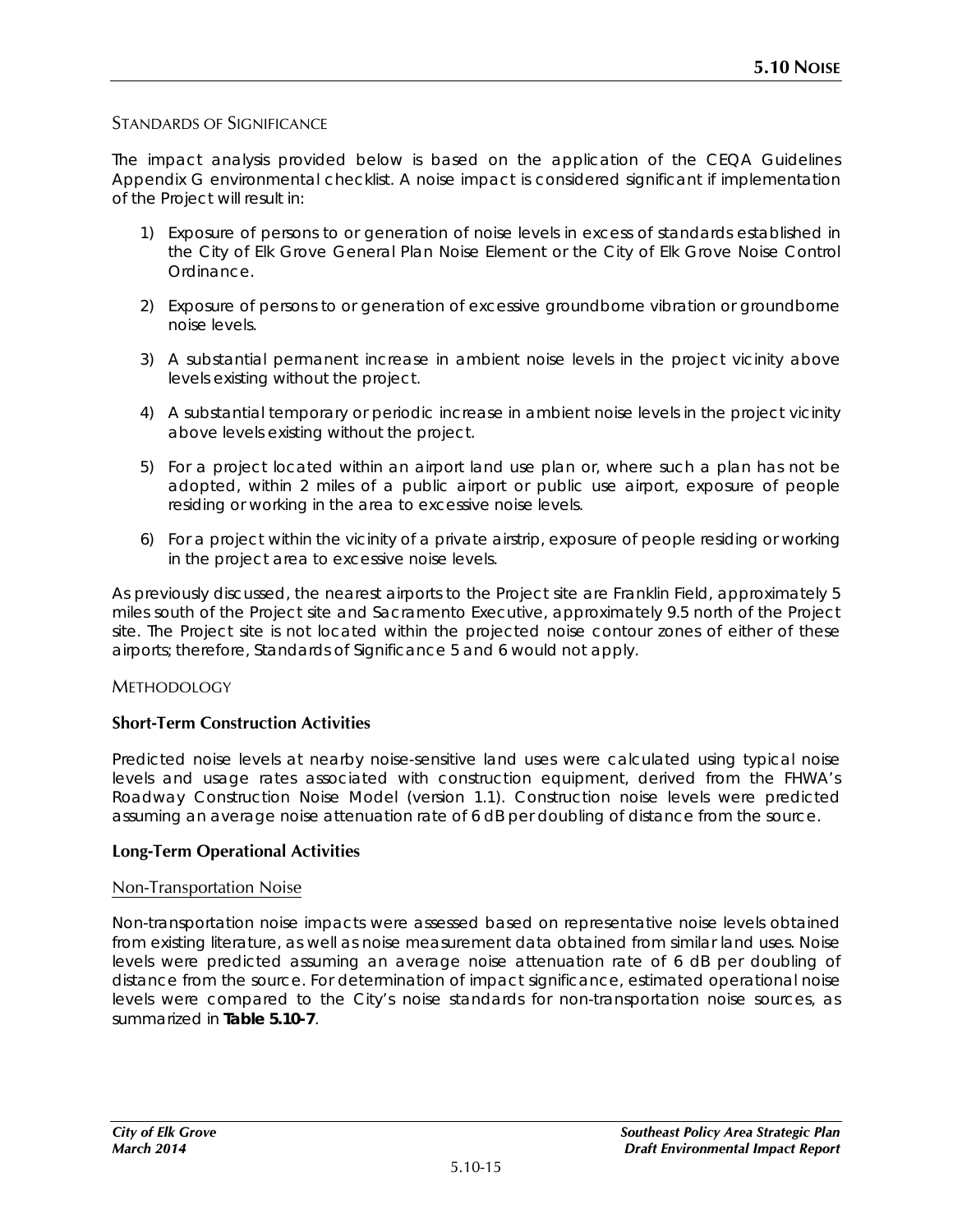### Standards of Significance

The impact analysis provided below is based on the application of the CEQA Guidelines Appendix G environmental checklist. A noise impact is considered significant if implementation of the Project will result in:

1) Exposure of persons to or generation of noise levels in excess of standards established in the City of Elk Grove General Plan Noise Element or the City of Elk Grove Noise Control Ordinance.

2) Exposure of persons to or generation of excessive groundborne vibration or groundborne noise levels.

3) A substantial permanent increase in ambient noise levels in the project vicinity above levels existing without the project.

4) A substantial temporary or periodic increase in ambient noise levels in the project vicinity above levels existing without the project.

5) For a project located within an airport land use plan or, where such a plan has not be adopted, within 2 miles of a public airport or public use airport, exposure of people residing or working in the area to excessive noise levels.

6) For a project within the vicinity of a private airstrip, exposure of people residing or working in the project area to excessive noise levels.

As previously discussed, the nearest airports to the Project site are Franklin Field, approximately 5 miles south of the Project site and Sacramento Executive, approximately 9.5 north of the Project site. The Project site is not located within the projected noise contour zones of either of these airports; therefore, Standards of Significance 5 and 6 would not apply.

### Methodology

**Short-Term Construction Activities**

Predicted noise levels at nearby noise-sensitive land uses were calculated using typical noise levels and usage rates associated with construction equipment, derived from the FHWA's Roadway Construction Noise Model (version 1.1). Construction noise levels were predicted assuming an average noise attenuation rate of 6 dB per doubling of distance from the source.

**Long-Term Operational Activities**

Non-Transportation Noise

Non-transportation noise impacts were assessed based on representative noise levels obtained from existing literature, as well as noise measurement data obtained from similar land uses. Noise levels were predicted assuming an average noise attenuation rate of 6 dB per doubling of distance from the source. For determination of impact significance, estimated operational noise levels were compared to the City's noise standards for non-transportation noise sources, as summarized in **Table 5.10-7**.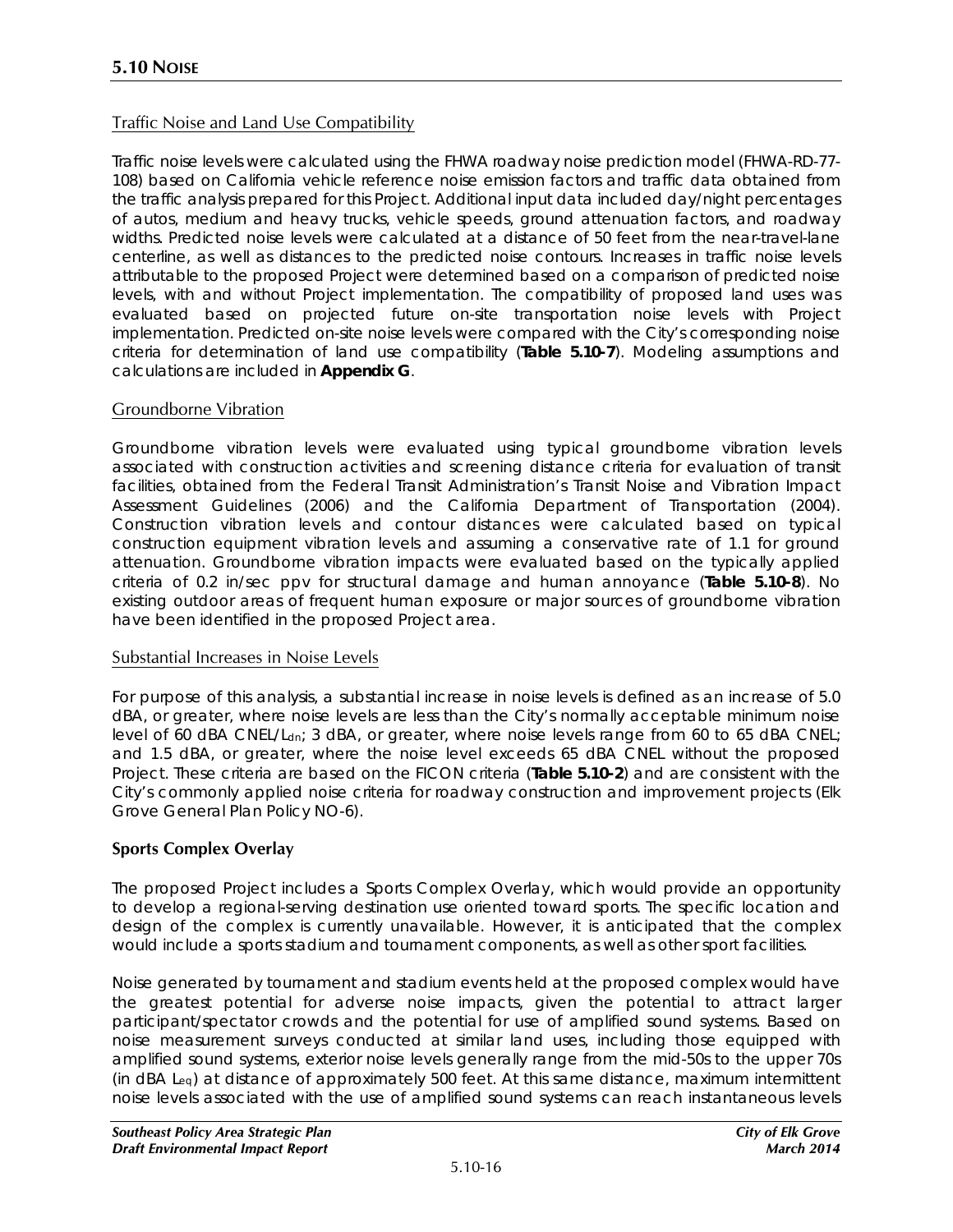## Traffic Noise and Land Use Compatibility

Traffic noise levels were calculated using the FHWA roadway noise prediction model (FHWA-RD-77-108) based on California vehicle reference noise emission factors and traffic data obtained from the traffic analysis prepared for this Project. Additional input data included day/night percentages of autos, medium and heavy trucks, vehicle speeds, ground attenuation factors, and roadway widths. Predicted noise levels were calculated at a distance of 50 feet from the near-travel-lane centerline, as well as distances to the predicted noise contours. Increases in traffic noise levels attributable to the proposed Project were determined based on a comparison of predicted noise levels, with and without Project implementation. The compatibility of proposed land uses was evaluated based on projected future on-site transportation noise levels with Project implementation. Predicted on-site noise levels were compared with the City's corresponding noise criteria for determination of land use compatibility (**Table 5.10-7**). Modeling assumptions and calculations are included in **Appendix G**.

## Groundborne Vibration

Groundborne vibration levels were evaluated using typical groundborne vibration levels associated with construction activities and screening distance criteria for evaluation of transit facilities, obtained from the Federal Transit Administration's Transit Noise and Vibration Impact Assessment Guidelines (2006) and the California Department of Transportation (2004). Construction vibration levels and contour distances were calculated based on typical construction equipment vibration levels and assuming a conservative rate of 1.1 for ground attenuation. Groundborne vibration impacts were evaluated based on the typically applied criteria of 0.2 in/sec ppv for structural damage and human annoyance (**Table 5.10-8**). No existing outdoor areas of frequent human exposure or major sources of groundborne vibration have been identified in the proposed Project area.

## Substantial Increases in Noise Levels

For purpose of this analysis, a substantial increase in noise levels is defined as an increase of 5.0 dBA, or greater, where noise levels are less than the City's normally acceptable minimum noise level of 60 dBA CNEL/$L_{dn}$; 3 dBA, or greater, where noise levels range from 60 to 65 dBA CNEL; and 1.5 dBA, or greater, where the noise level exceeds 65 dBA CNEL without the proposed Project. These criteria are based on the FICON criteria (**Table 5.10-2**) and are consistent with the City's commonly applied noise criteria for roadway construction and improvement projects (Elk Grove General Plan Policy NO-6).

### Sports Complex Overlay

The proposed Project includes a Sports Complex Overlay, which would provide an opportunity to develop a regional-serving destination use oriented toward sports. The specific location and design of the complex is currently unavailable. However, it is anticipated that the complex would include a sports stadium and tournament components, as well as other sport facilities.

Noise generated by tournament and stadium events held at the proposed complex would have the greatest potential for adverse noise impacts, given the potential to attract larger participant/spectator crowds and the potential for use of amplified sound systems. Based on noise measurement surveys conducted at similar land uses, including those equipped with amplified sound systems, exterior noise levels generally range from the mid-50s to the upper 70s (in dBA $L_{eq}$) at distance of approximately 500 feet. At this same distance, maximum intermittent noise levels associated with the use of amplified sound systems can reach instantaneous levels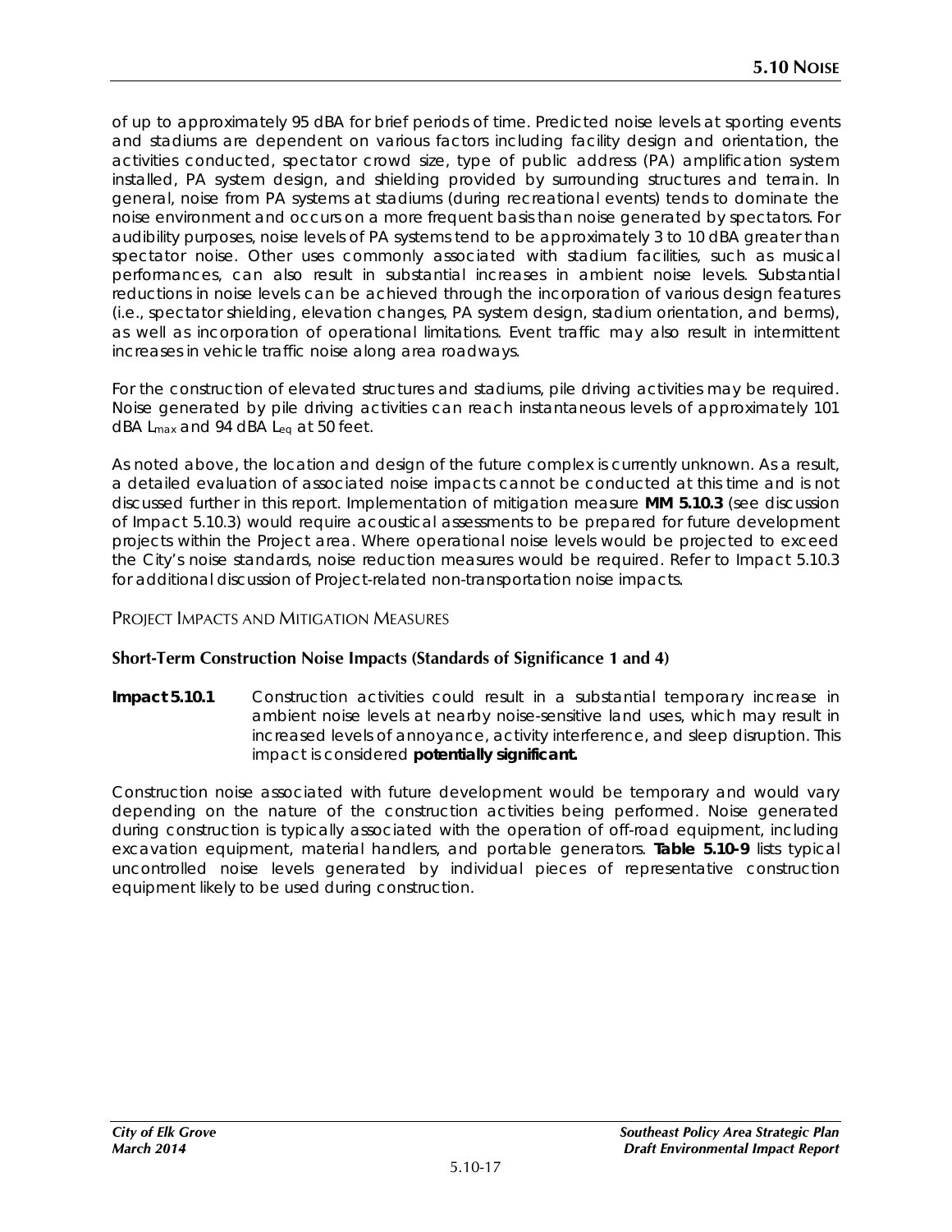of up to approximately 95 dBA for brief periods of time. Predicted noise levels at sporting events and stadiums are dependent on various factors including facility design and orientation, the activities conducted, spectator crowd size, type of public address (PA) amplification system installed, PA system design, and shielding provided by surrounding structures and terrain. In general, noise from PA systems at stadiums (during recreational events) tends to dominate the noise environment and occurs on a more frequent basis than noise generated by spectators. For audibility purposes, noise levels of PA systems tend to be approximately 3 to 10 dBA greater than spectator noise. Other uses commonly associated with stadium facilities, such as musical performances, can also result in substantial increases in ambient noise levels. Substantial reductions in noise levels can be achieved through the incorporation of various design features (i.e., spectator shielding, elevation changes, PA system design, stadium orientation, and berms), as well as incorporation of operational limitations. Event traffic may also result in intermittent increases in vehicle traffic noise along area roadways.

For the construction of elevated structures and stadiums, pile driving activities may be required. Noise generated by pile driving activities can reach instantaneous levels of approximately 101 dBA $L_{max}$ and 94 dBA $L_{eq}$ at 50 feet.

As noted above, the location and design of the future complex is currently unknown. As a result, a detailed evaluation of associated noise impacts cannot be conducted at this time and is not discussed further in this report. Implementation of mitigation measure **MM 5.10.3** (see discussion of Impact 5.10.3) would require acoustical assessments to be prepared for future development projects within the Project area. Where operational noise levels would be projected to exceed the City's noise standards, noise reduction measures would be required. Refer to Impact 5.10.3 for additional discussion of Project-related non-transportation noise impacts.

## Project Impacts and Mitigation Measures

### Short-Term Construction Noise Impacts (Standards of Significance 1 and 4)

**Impact 5.10.1** Construction activities could result in a substantial temporary increase in ambient noise levels at nearby noise-sensitive land uses, which may result in increased levels of annoyance, activity interference, and sleep disruption. This impact is considered **potentially significant.**

Construction noise associated with future development would be temporary and would vary depending on the nature of the construction activities being performed. Noise generated during construction is typically associated with the operation of off-road equipment, including excavation equipment, material handlers, and portable generators. **Table 5.10-9** lists typical uncontrolled noise levels generated by individual pieces of representative construction equipment likely to be used during construction.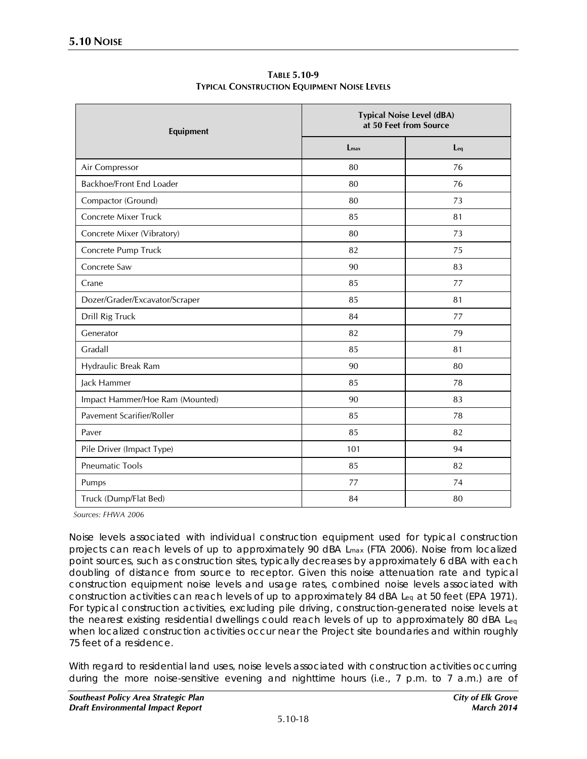**Table 5.10-9**
**Typical Construction Equipment Noise Levels**

| Equipment | Typical Noise Level (dBA) at 50 Feet from Source | |
|---|---|---|
| | $L_{max}$ | $L_{eq}$ |
| Air Compressor | 80 | 76 |
| Backhoe/Front End Loader | 80 | 76 |
| Compactor (Ground) | 80 | 73 |
| Concrete Mixer Truck | 85 | 81 |
| Concrete Mixer (Vibratory) | 80 | 73 |
| Concrete Pump Truck | 82 | 75 |
| Concrete Saw | 90 | 83 |
| Crane | 85 | 77 |
| Dozer/Grader/Excavator/Scraper | 85 | 81 |
| Drill Rig Truck | 84 | 77 |
| Generator | 82 | 79 |
| Gradall | 85 | 81 |
| Hydraulic Break Ram | 90 | 80 |
| Jack Hammer | 85 | 78 |
| Impact Hammer/Hoe Ram (Mounted) | 90 | 83 |
| Pavement Scarifier/Roller | 85 | 78 |
| Paver | 85 | 82 |
| Pile Driver (Impact Type) | 101 | 94 |
| Pneumatic Tools | 85 | 82 |
| Pumps | 77 | 74 |
| Truck (Dump/Flat Bed) | 84 | 80 |

*Sources: FHWA 2006*

Noise levels associated with individual construction equipment used for typical construction projects can reach levels of up to approximately 90 dBA $L_{max}$ (FTA 2006). Noise from localized point sources, such as construction sites, typically decreases by approximately 6 dBA with each doubling of distance from source to receptor. Given this noise attenuation rate and typical construction equipment noise levels and usage rates, combined noise levels associated with construction activities can reach levels of up to approximately 84 dBA $L_{eq}$ at 50 feet (EPA 1971). For typical construction activities, excluding pile driving, construction-generated noise levels at the nearest existing residential dwellings could reach levels of up to approximately 80 dBA $L_{eq}$ when localized construction activities occur near the Project site boundaries and within roughly 75 feet of a residence.

With regard to residential land uses, noise levels associated with construction activities occurring during the more noise-sensitive evening and nighttime hours (i.e., 7 p.m. to 7 a.m.) are of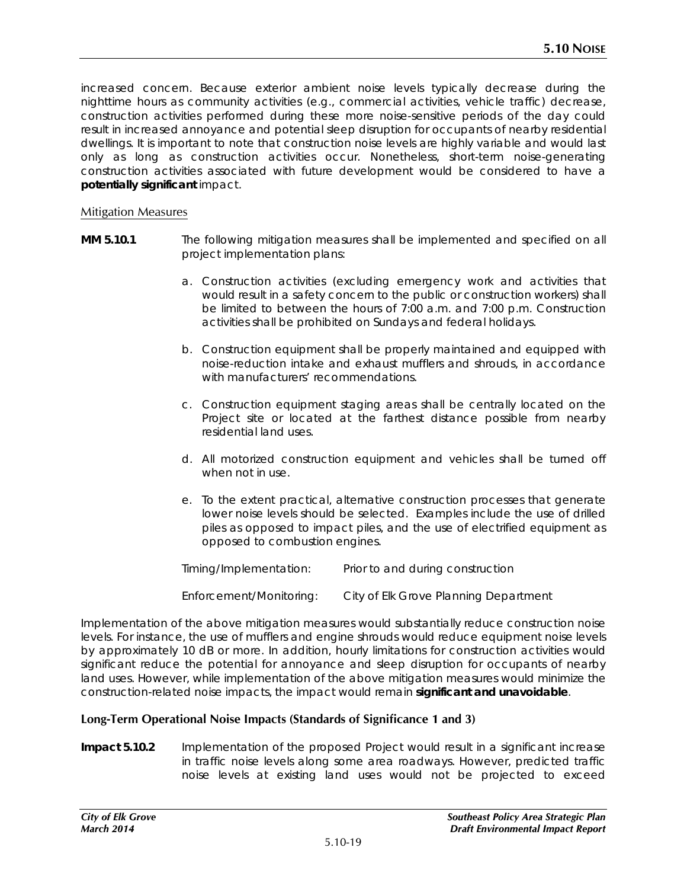increased concern. Because exterior ambient noise levels typically decrease during the nighttime hours as community activities (e.g., commercial activities, vehicle traffic) decrease, construction activities performed during these more noise-sensitive periods of the day could result in increased annoyance and potential sleep disruption for occupants of nearby residential dwellings. It is important to note that construction noise levels are highly variable and would last only as long as construction activities occur. Nonetheless, short-term noise-generating construction activities associated with future development would be considered to have a **potentially significant** impact.

### Mitigation Measures

**MM 5.10.1** The following mitigation measures shall be implemented and specified on all project implementation plans:

a. Construction activities (excluding emergency work and activities that would result in a safety concern to the public or construction workers) shall be limited to between the hours of 7:00 a.m. and 7:00 p.m. Construction activities shall be prohibited on Sundays and federal holidays.

b. Construction equipment shall be properly maintained and equipped with noise-reduction intake and exhaust mufflers and shrouds, in accordance with manufacturers' recommendations.

c. Construction equipment staging areas shall be centrally located on the Project site or located at the farthest distance possible from nearby residential land uses.

d. All motorized construction equipment and vehicles shall be turned off when not in use.

e. To the extent practical, alternative construction processes that generate lower noise levels should be selected. Examples include the use of drilled piles as opposed to impact piles, and the use of electrified equipment as opposed to combustion engines.

Timing/Implementation: Prior to and during construction

Enforcement/Monitoring: City of Elk Grove Planning Department

Implementation of the above mitigation measures would substantially reduce construction noise levels. For instance, the use of mufflers and engine shrouds would reduce equipment noise levels by approximately 10 dB or more. In addition, hourly limitations for construction activities would significant reduce the potential for annoyance and sleep disruption for occupants of nearby land uses. However, while implementation of the above mitigation measures would minimize the construction-related noise impacts, the impact would remain **significant and unavoidable**.

### Long-Term Operational Noise Impacts (Standards of Significance 1 and 3)

**Impact 5.10.2** Implementation of the proposed Project would result in a significant increase in traffic noise levels along some area roadways. However, predicted traffic noise levels at existing land uses would not be projected to exceed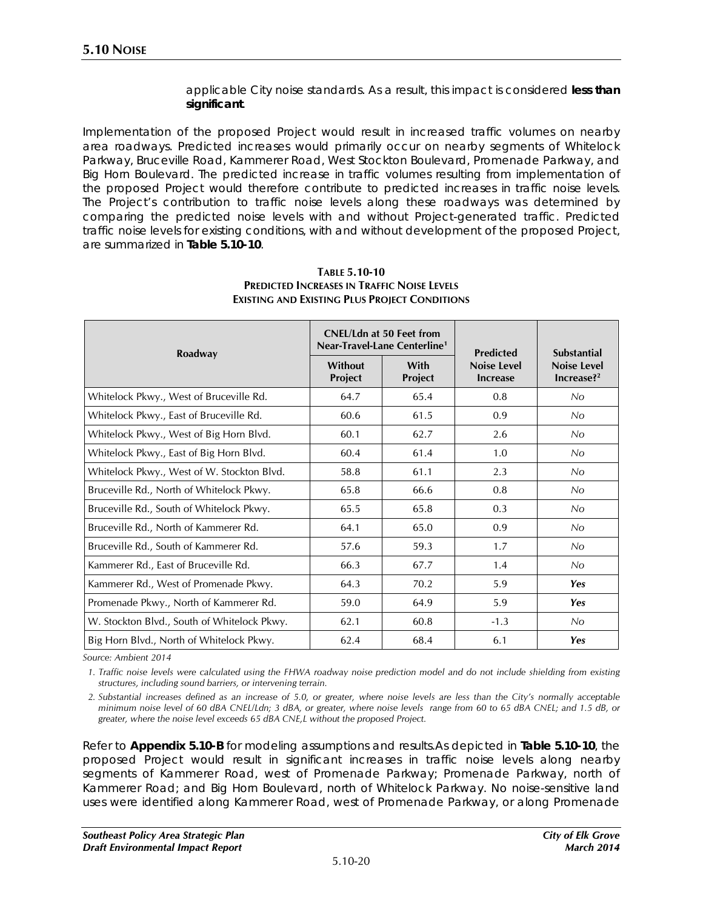applicable City noise standards. As a result, this impact is considered **less than significant**.

Implementation of the proposed Project would result in increased traffic volumes on nearby area roadways. Predicted increases would primarily occur on nearby segments of Whitelock Parkway, Bruceville Road, Kammerer Road, West Stockton Boulevard, Promenade Parkway, and Big Horn Boulevard. The predicted increase in traffic volumes resulting from implementation of the proposed Project would therefore contribute to predicted increases in traffic noise levels. The Project's contribution to traffic noise levels along these roadways was determined by comparing the predicted noise levels with and without Project-generated traffic. Predicted traffic noise levels for existing conditions, with and without development of the proposed Project, are summarized in **Table 5.10-10**.

**TABLE 5.10-10**
**PREDICTED INCREASES IN TRAFFIC NOISE LEVELS**
**EXISTING AND EXISTING PLUS PROJECT CONDITIONS**

| Roadway | CNEL/Ldn at 50 Feet from Near-Travel-Lane Centerline[1] | | Predicted Noise Level Increase | Substantial Noise Level Increase?[2] |
|---|---|---|---|---|
| | Without Project | With Project | | |
| Whitelock Pkwy., West of Bruceville Rd. | 64.7 | 65.4 | 0.8 | *No* |
| Whitelock Pkwy., East of Bruceville Rd. | 60.6 | 61.5 | 0.9 | *No* |
| Whitelock Pkwy., West of Big Horn Blvd. | 60.1 | 62.7 | 2.6 | *No* |
| Whitelock Pkwy., East of Big Horn Blvd. | 60.4 | 61.4 | 1.0 | *No* |
| Whitelock Pkwy., West of W. Stockton Blvd. | 58.8 | 61.1 | 2.3 | *No* |
| Bruceville Rd., North of Whitelock Pkwy. | 65.8 | 66.6 | 0.8 | *No* |
| Bruceville Rd., South of Whitelock Pkwy. | 65.5 | 65.8 | 0.3 | *No* |
| Bruceville Rd., North of Kammerer Rd. | 64.1 | 65.0 | 0.9 | *No* |
| Bruceville Rd., South of Kammerer Rd. | 57.6 | 59.3 | 1.7 | *No* |
| Kammerer Rd., East of Bruceville Rd. | 66.3 | 67.7 | 1.4 | *No* |
| Kammerer Rd., West of Promenade Pkwy. | 64.3 | 70.2 | 5.9 | ***Yes*** |
| Promenade Pkwy., North of Kammerer Rd. | 59.0 | 64.9 | 5.9 | ***Yes*** |
| W. Stockton Blvd., South of Whitelock Pkwy. | 62.1 | 60.8 | -1.3 | *No* |
| Big Horn Blvd., North of Whitelock Pkwy. | 62.4 | 68.4 | 6.1 | ***Yes*** |

*Source: Ambient 2014*

*1. Traffic noise levels were calculated using the FHWA roadway noise prediction model and do not include shielding from existing structures, including sound barriers, or intervening terrain.*

*2. Substantial increases defined as an increase of 5.0, or greater, where noise levels are less than the City's normally acceptable minimum noise level of 60 dBA CNEL/Ldn; 3 dBA, or greater, where noise levels range from 60 to 65 dBA CNEL; and 1.5 dB, or greater, where the noise level exceeds 65 dBA CNE,L without the proposed Project.*

Refer to **Appendix 5.10-B** for modeling assumptions and results.As depicted in **Table 5.10-10**, the proposed Project would result in significant increases in traffic noise levels along nearby segments of Kammerer Road, west of Promenade Parkway; Promenade Parkway, north of Kammerer Road; and Big Horn Boulevard, north of Whitelock Parkway. No noise-sensitive land uses were identified along Kammerer Road, west of Promenade Parkway, or along Promenade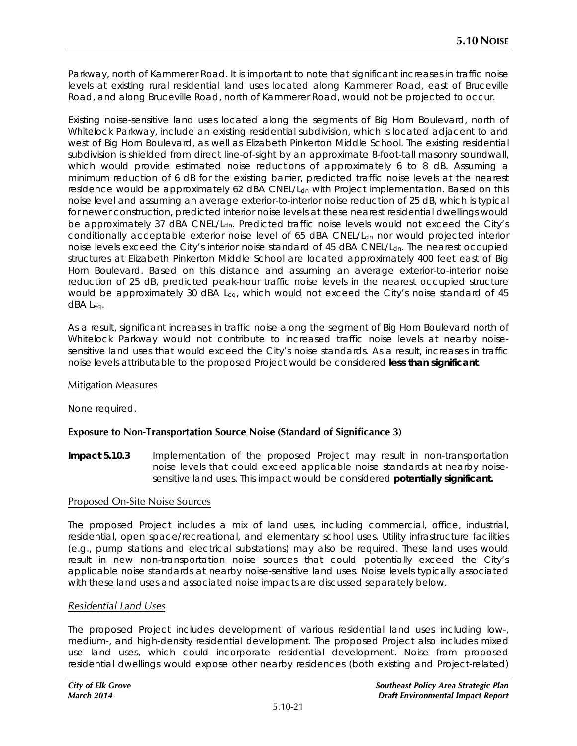Parkway, north of Kammerer Road. It is important to note that significant increases in traffic noise levels at existing rural residential land uses located along Kammerer Road, east of Bruceville Road, and along Bruceville Road, north of Kammerer Road, would not be projected to occur.

Existing noise-sensitive land uses located along the segments of Big Horn Boulevard, north of Whitelock Parkway, include an existing residential subdivision, which is located adjacent to and west of Big Horn Boulevard, as well as Elizabeth Pinkerton Middle School. The existing residential subdivision is shielded from direct line-of-sight by an approximate 8-foot-tall masonry soundwall, which would provide estimated noise reductions of approximately 6 to 8 dB. Assuming a minimum reduction of 6 dB for the existing barrier, predicted traffic noise levels at the nearest residence would be approximately 62 dBA CNEL/$L_{dn}$ with Project implementation. Based on this noise level and assuming an average exterior-to-interior noise reduction of 25 dB, which is typical for newer construction, predicted interior noise levels at these nearest residential dwellings would be approximately 37 dBA CNEL/$L_{dn}$. Predicted traffic noise levels would not exceed the City's conditionally acceptable exterior noise level of 65 dBA CNEL/$L_{dn}$ nor would projected interior noise levels exceed the City's interior noise standard of 45 dBA CNEL/$L_{dn}$. The nearest occupied structures at Elizabeth Pinkerton Middle School are located approximately 400 feet east of Big Horn Boulevard. Based on this distance and assuming an average exterior-to-interior noise reduction of 25 dB, predicted peak-hour traffic noise levels in the nearest occupied structure would be approximately 30 dBA $L_{eq}$, which would not exceed the City's noise standard of 45 dBA $L_{eq}$.

As a result, significant increases in traffic noise along the segment of Big Horn Boulevard north of Whitelock Parkway would not contribute to increased traffic noise levels at nearby noise-sensitive land uses that would exceed the City's noise standards. As a result, increases in traffic noise levels attributable to the proposed Project would be considered **less than significant**.

Mitigation Measures

None required.

### Exposure to Non-Transportation Source Noise (Standard of Significance 3)

**Impact 5.10.3** Implementation of the proposed Project may result in non-transportation noise levels that could exceed applicable noise standards at nearby noise-sensitive land uses. This impact would be considered **potentially significant.**

Proposed On-Site Noise Sources

The proposed Project includes a mix of land uses, including commercial, office, industrial, residential, open space/recreational, and elementary school uses. Utility infrastructure facilities (e.g., pump stations and electrical substations) may also be required. These land uses would result in new non-transportation noise sources that could potentially exceed the City's applicable noise standards at nearby noise-sensitive land uses. Noise levels typically associated with these land uses and associated noise impacts are discussed separately below.

*Residential Land Uses*

The proposed Project includes development of various residential land uses including low-, medium-, and high-density residential development. The proposed Project also includes mixed use land uses, which could incorporate residential development. Noise from proposed residential dwellings would expose other nearby residences (both existing and Project-related)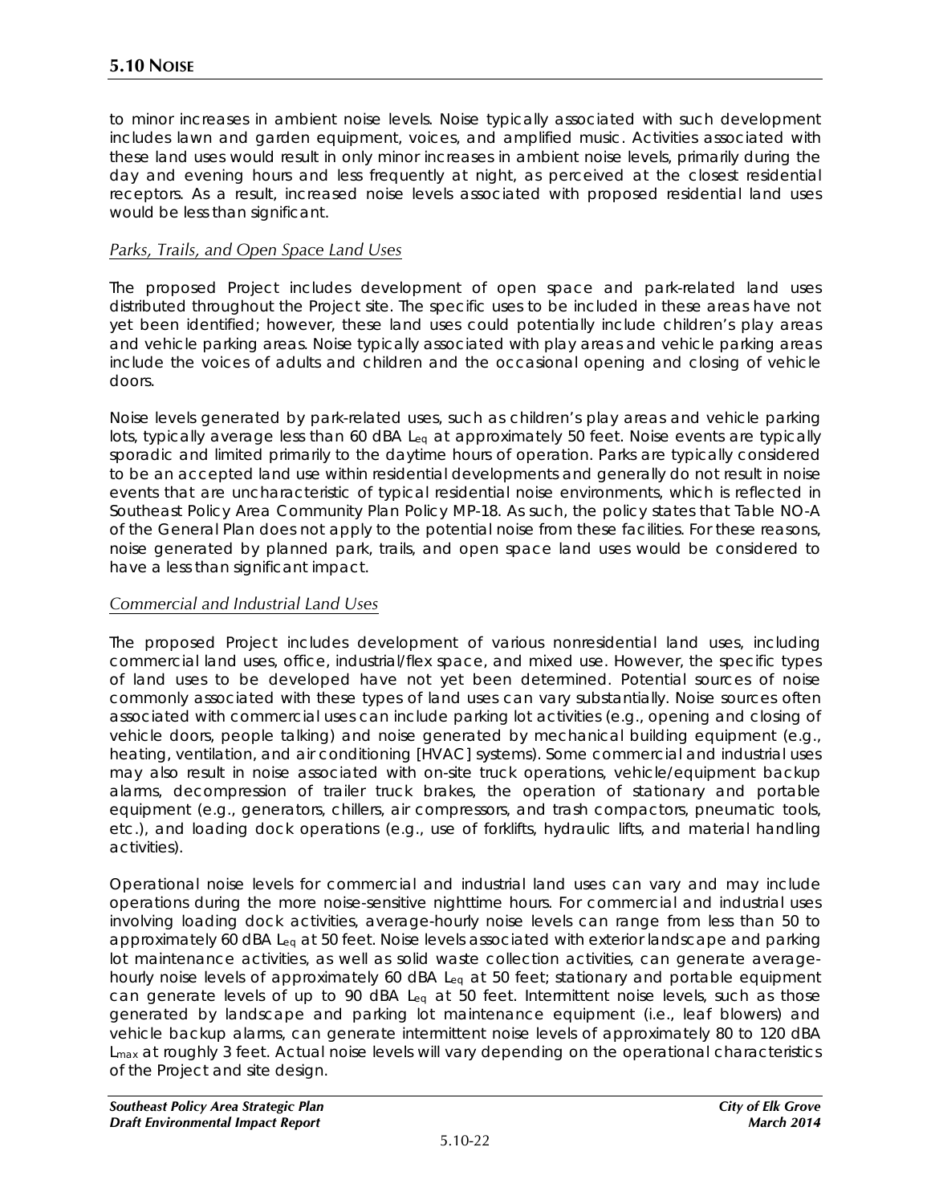to minor increases in ambient noise levels. Noise typically associated with such development includes lawn and garden equipment, voices, and amplified music. Activities associated with these land uses would result in only minor increases in ambient noise levels, primarily during the day and evening hours and less frequently at night, as perceived at the closest residential receptors. As a result, increased noise levels associated with proposed residential land uses would be less than significant.

*Parks, Trails, and Open Space Land Uses*

The proposed Project includes development of open space and park-related land uses distributed throughout the Project site. The specific uses to be included in these areas have not yet been identified; however, these land uses could potentially include children's play areas and vehicle parking areas. Noise typically associated with play areas and vehicle parking areas include the voices of adults and children and the occasional opening and closing of vehicle doors.

Noise levels generated by park-related uses, such as children's play areas and vehicle parking lots, typically average less than 60 dBA $L_{eq}$ at approximately 50 feet. Noise events are typically sporadic and limited primarily to the daytime hours of operation. Parks are typically considered to be an accepted land use within residential developments and generally do not result in noise events that are uncharacteristic of typical residential noise environments, which is reflected in Southeast Policy Area Community Plan Policy MP-18. As such, the policy states that Table NO-A of the General Plan does not apply to the potential noise from these facilities. For these reasons, noise generated by planned park, trails, and open space land uses would be considered to have a less than significant impact.

*Commercial and Industrial Land Uses*

The proposed Project includes development of various nonresidential land uses, including commercial land uses, office, industrial/flex space, and mixed use. However, the specific types of land uses to be developed have not yet been determined. Potential sources of noise commonly associated with these types of land uses can vary substantially. Noise sources often associated with commercial uses can include parking lot activities (e.g., opening and closing of vehicle doors, people talking) and noise generated by mechanical building equipment (e.g., heating, ventilation, and air conditioning [HVAC] systems). Some commercial and industrial uses may also result in noise associated with on-site truck operations, vehicle/equipment backup alarms, decompression of trailer truck brakes, the operation of stationary and portable equipment (e.g., generators, chillers, air compressors, and trash compactors, pneumatic tools, etc.), and loading dock operations (e.g., use of forklifts, hydraulic lifts, and material handling activities).

Operational noise levels for commercial and industrial land uses can vary and may include operations during the more noise-sensitive nighttime hours. For commercial and industrial uses involving loading dock activities, average-hourly noise levels can range from less than 50 to approximately 60 dBA $L_{eq}$ at 50 feet. Noise levels associated with exterior landscape and parking lot maintenance activities, as well as solid waste collection activities, can generate average-hourly noise levels of approximately 60 dBA $L_{eq}$ at 50 feet; stationary and portable equipment can generate levels of up to 90 dBA $L_{eq}$ at 50 feet. Intermittent noise levels, such as those generated by landscape and parking lot maintenance equipment (i.e., leaf blowers) and vehicle backup alarms, can generate intermittent noise levels of approximately 80 to 120 dBA $L_{max}$ at roughly 3 feet. Actual noise levels will vary depending on the operational characteristics of the Project and site design.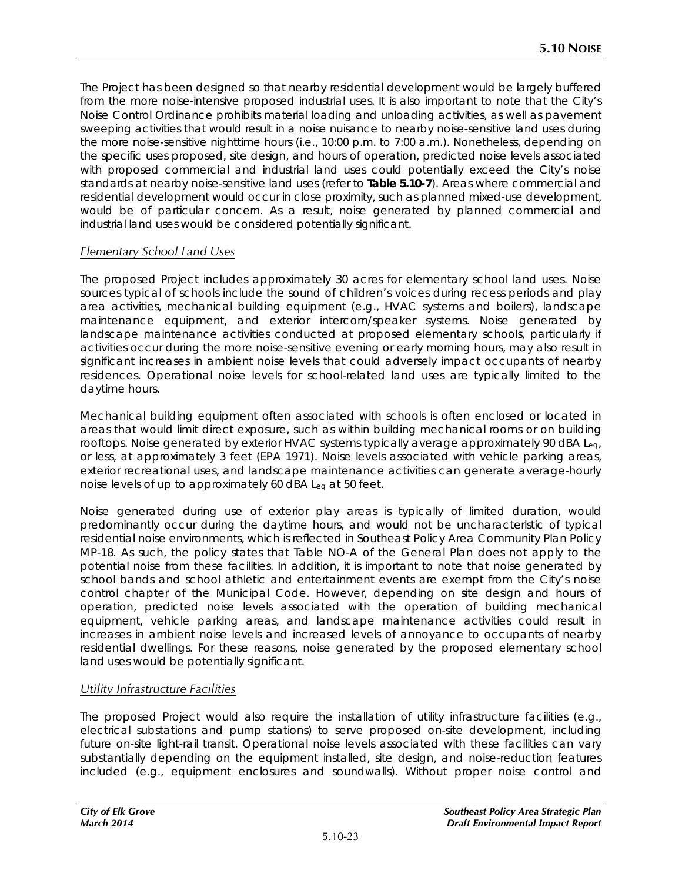The Project has been designed so that nearby residential development would be largely buffered from the more noise-intensive proposed industrial uses. It is also important to note that the City's Noise Control Ordinance prohibits material loading and unloading activities, as well as pavement sweeping activities that would result in a noise nuisance to nearby noise-sensitive land uses during the more noise-sensitive nighttime hours (i.e., 10:00 p.m. to 7:00 a.m.). Nonetheless, depending on the specific uses proposed, site design, and hours of operation, predicted noise levels associated with proposed commercial and industrial land uses could potentially exceed the City's noise standards at nearby noise-sensitive land uses (refer to **Table 5.10-7**). Areas where commercial and residential development would occur in close proximity, such as planned mixed-use development, would be of particular concern. As a result, noise generated by planned commercial and industrial land uses would be considered potentially significant.

### *Elementary School Land Uses*

The proposed Project includes approximately 30 acres for elementary school land uses. Noise sources typical of schools include the sound of children's voices during recess periods and play area activities, mechanical building equipment (e.g., HVAC systems and boilers), landscape maintenance equipment, and exterior intercom/speaker systems. Noise generated by landscape maintenance activities conducted at proposed elementary schools, particularly if activities occur during the more noise-sensitive evening or early morning hours, may also result in significant increases in ambient noise levels that could adversely impact occupants of nearby residences. Operational noise levels for school-related land uses are typically limited to the daytime hours.

Mechanical building equipment often associated with schools is often enclosed or located in areas that would limit direct exposure, such as within building mechanical rooms or on building rooftops. Noise generated by exterior HVAC systems typically average approximately 90 dBA $L_{eq}$, or less, at approximately 3 feet (EPA 1971). Noise levels associated with vehicle parking areas, exterior recreational uses, and landscape maintenance activities can generate average-hourly noise levels of up to approximately 60 dBA $L_{eq}$ at 50 feet.

Noise generated during use of exterior play areas is typically of limited duration, would predominantly occur during the daytime hours, and would not be uncharacteristic of typical residential noise environments, which is reflected in Southeast Policy Area Community Plan Policy MP-18. As such, the policy states that Table NO-A of the General Plan does not apply to the potential noise from these facilities. In addition, it is important to note that noise generated by school bands and school athletic and entertainment events are exempt from the City's noise control chapter of the Municipal Code. However, depending on site design and hours of operation, predicted noise levels associated with the operation of building mechanical equipment, vehicle parking areas, and landscape maintenance activities could result in increases in ambient noise levels and increased levels of annoyance to occupants of nearby residential dwellings. For these reasons, noise generated by the proposed elementary school land uses would be potentially significant.

### *Utility Infrastructure Facilities*

The proposed Project would also require the installation of utility infrastructure facilities (e.g., electrical substations and pump stations) to serve proposed on-site development, including future on-site light-rail transit. Operational noise levels associated with these facilities can vary substantially depending on the equipment installed, site design, and noise-reduction features included (e.g., equipment enclosures and soundwalls). Without proper noise control and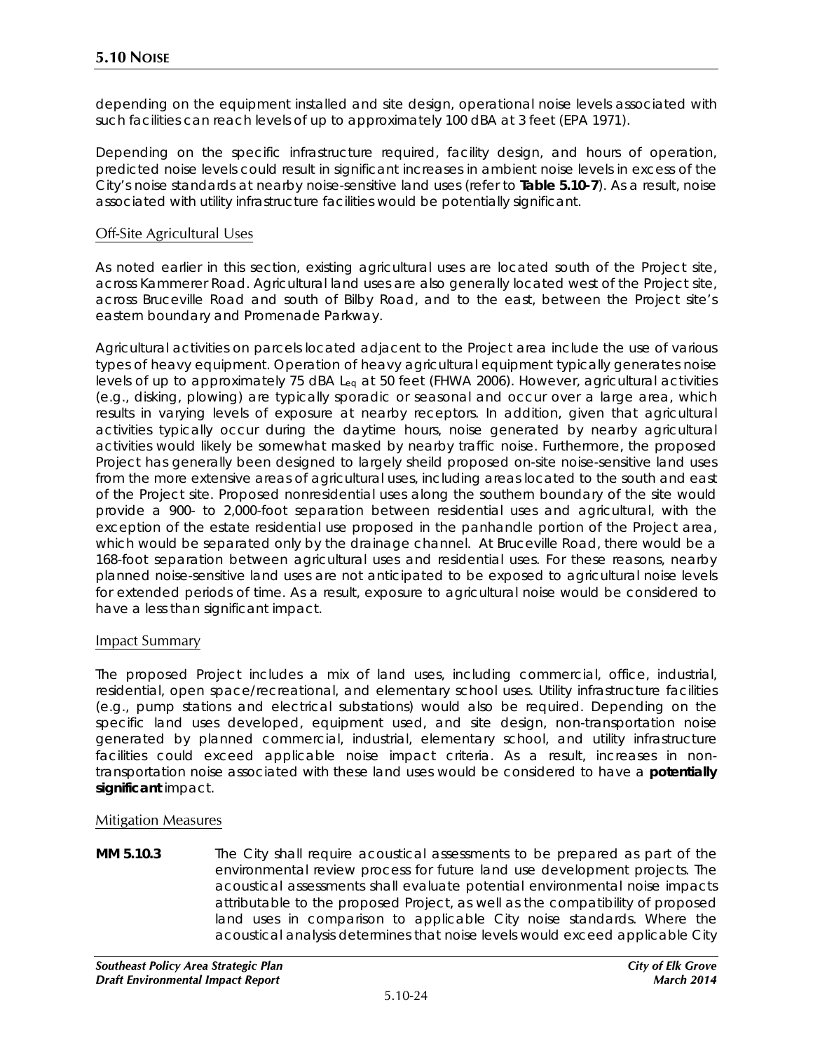depending on the equipment installed and site design, operational noise levels associated with such facilities can reach levels of up to approximately 100 dBA at 3 feet (EPA 1971).

Depending on the specific infrastructure required, facility design, and hours of operation, predicted noise levels could result in significant increases in ambient noise levels in excess of the City's noise standards at nearby noise-sensitive land uses (refer to **Table 5.10-7**). As a result, noise associated with utility infrastructure facilities would be potentially significant.

### Off-Site Agricultural Uses

As noted earlier in this section, existing agricultural uses are located south of the Project site, across Kammerer Road. Agricultural land uses are also generally located west of the Project site, across Bruceville Road and south of Bilby Road, and to the east, between the Project site's eastern boundary and Promenade Parkway.

Agricultural activities on parcels located adjacent to the Project area include the use of various types of heavy equipment. Operation of heavy agricultural equipment typically generates noise levels of up to approximately 75 dBA $L_{eq}$ at 50 feet (FHWA 2006). However, agricultural activities (e.g., disking, plowing) are typically sporadic or seasonal and occur over a large area, which results in varying levels of exposure at nearby receptors. In addition, given that agricultural activities typically occur during the daytime hours, noise generated by nearby agricultural activities would likely be somewhat masked by nearby traffic noise. Furthermore, the proposed Project has generally been designed to largely sheild proposed on-site noise-sensitive land uses from the more extensive areas of agricultural uses, including areas located to the south and east of the Project site. Proposed nonresidential uses along the southern boundary of the site would provide a 900- to 2,000-foot separation between residential uses and agricultural, with the exception of the estate residential use proposed in the panhandle portion of the Project area, which would be separated only by the drainage channel. At Bruceville Road, there would be a 168-foot separation between agricultural uses and residential uses. For these reasons, nearby planned noise-sensitive land uses are not anticipated to be exposed to agricultural noise levels for extended periods of time. As a result, exposure to agricultural noise would be considered to have a less than significant impact.

### Impact Summary

The proposed Project includes a mix of land uses, including commercial, office, industrial, residential, open space/recreational, and elementary school uses. Utility infrastructure facilities (e.g., pump stations and electrical substations) would also be required. Depending on the specific land uses developed, equipment used, and site design, non-transportation noise generated by planned commercial, industrial, elementary school, and utility infrastructure facilities could exceed applicable noise impact criteria. As a result, increases in non-transportation noise associated with these land uses would be considered to have a **potentially significant** impact.

### Mitigation Measures

**MM 5.10.3** The City shall require acoustical assessments to be prepared as part of the environmental review process for future land use development projects. The acoustical assessments shall evaluate potential environmental noise impacts attributable to the proposed Project, as well as the compatibility of proposed land uses in comparison to applicable City noise standards. Where the acoustical analysis determines that noise levels would exceed applicable City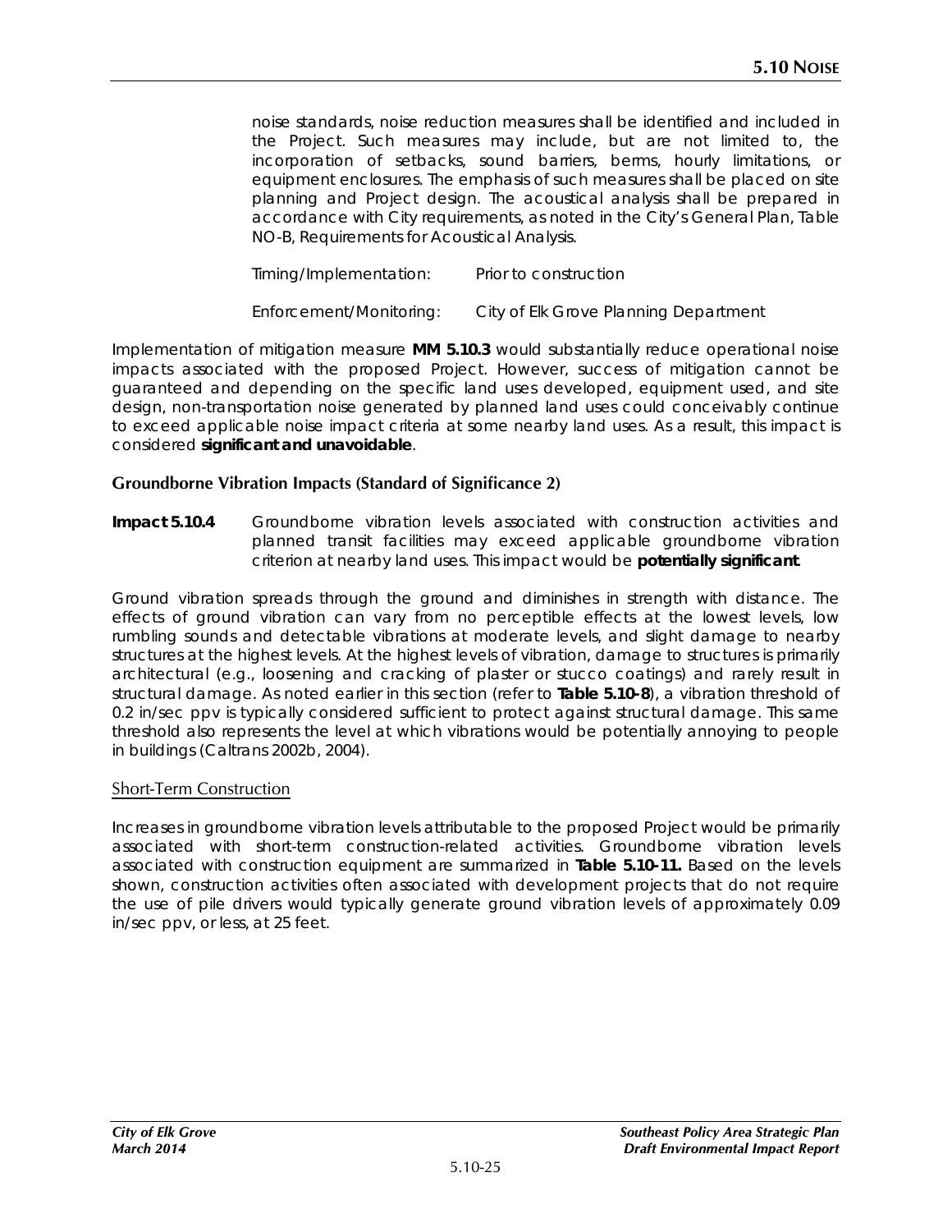noise standards, noise reduction measures shall be identified and included in the Project. Such measures may include, but are not limited to, the incorporation of setbacks, sound barriers, berms, hourly limitations, or equipment enclosures. The emphasis of such measures shall be placed on site planning and Project design. The acoustical analysis shall be prepared in accordance with City requirements, as noted in the City's General Plan, Table NO-B, Requirements for Acoustical Analysis.

Timing/Implementation: Prior to construction

Enforcement/Monitoring: City of Elk Grove Planning Department

Implementation of mitigation measure **MM 5.10.3** would substantially reduce operational noise impacts associated with the proposed Project. However, success of mitigation cannot be guaranteed and depending on the specific land uses developed, equipment used, and site design, non-transportation noise generated by planned land uses could conceivably continue to exceed applicable noise impact criteria at some nearby land uses. As a result, this impact is considered **significant and unavoidable**.

### Groundborne Vibration Impacts (Standard of Significance 2)

**Impact 5.10.4** Groundborne vibration levels associated with construction activities and planned transit facilities may exceed applicable groundborne vibration criterion at nearby land uses. This impact would be **potentially significant**.

Ground vibration spreads through the ground and diminishes in strength with distance. The effects of ground vibration can vary from no perceptible effects at the lowest levels, low rumbling sounds and detectable vibrations at moderate levels, and slight damage to nearby structures at the highest levels. At the highest levels of vibration, damage to structures is primarily architectural (e.g., loosening and cracking of plaster or stucco coatings) and rarely result in structural damage. As noted earlier in this section (refer to **Table 5.10-8**), a vibration threshold of 0.2 in/sec ppv is typically considered sufficient to protect against structural damage. This same threshold also represents the level at which vibrations would be potentially annoying to people in buildings (Caltrans 2002b, 2004).

#### Short-Term Construction

Increases in groundborne vibration levels attributable to the proposed Project would be primarily associated with short-term construction-related activities. Groundborne vibration levels associated with construction equipment are summarized in **Table 5.10-11.** Based on the levels shown, construction activities often associated with development projects that do not require the use of pile drivers would typically generate ground vibration levels of approximately 0.09 in/sec ppv, or less, at 25 feet.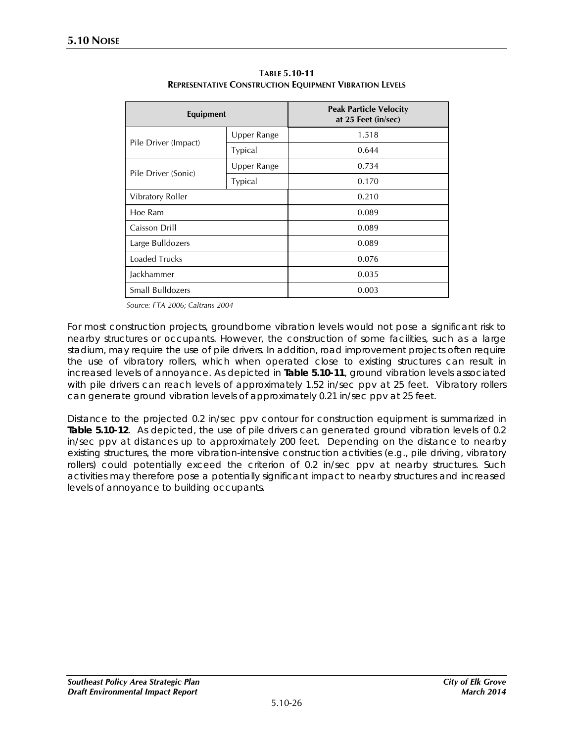**TABLE 5.10-11**
**REPRESENTATIVE CONSTRUCTION EQUIPMENT VIBRATION LEVELS**

| Equipment | | Peak Particle Velocity at 25 Feet (in/sec) |
|---|---|---|
| Pile Driver (Impact) | Upper Range | 1.518 |
| | Typical | 0.644 |
| Pile Driver (Sonic) | Upper Range | 0.734 |
| | Typical | 0.170 |
| Vibratory Roller | | 0.210 |
| Hoe Ram | | 0.089 |
| Caisson Drill | | 0.089 |
| Large Bulldozers | | 0.089 |
| Loaded Trucks | | 0.076 |
| Jackhammer | | 0.035 |
| Small Bulldozers | | 0.003 |

*Source: FTA 2006; Caltrans 2004*

For most construction projects, groundborne vibration levels would not pose a significant risk to nearby structures or occupants. However, the construction of some facilities, such as a large stadium, may require the use of pile drivers. In addition, road improvement projects often require the use of vibratory rollers, which when operated close to existing structures can result in increased levels of annoyance. As depicted in **Table 5.10-11**, ground vibration levels associated with pile drivers can reach levels of approximately 1.52 in/sec ppv at 25 feet. Vibratory rollers can generate ground vibration levels of approximately 0.21 in/sec ppv at 25 feet.

Distance to the projected 0.2 in/sec ppv contour for construction equipment is summarized in **Table 5.10-12**. As depicted, the use of pile drivers can generated ground vibration levels of 0.2 in/sec ppv at distances up to approximately 200 feet. Depending on the distance to nearby existing structures, the more vibration-intensive construction activities (e.g., pile driving, vibratory rollers) could potentially exceed the criterion of 0.2 in/sec ppv at nearby structures. Such activities may therefore pose a potentially significant impact to nearby structures and increased levels of annoyance to building occupants.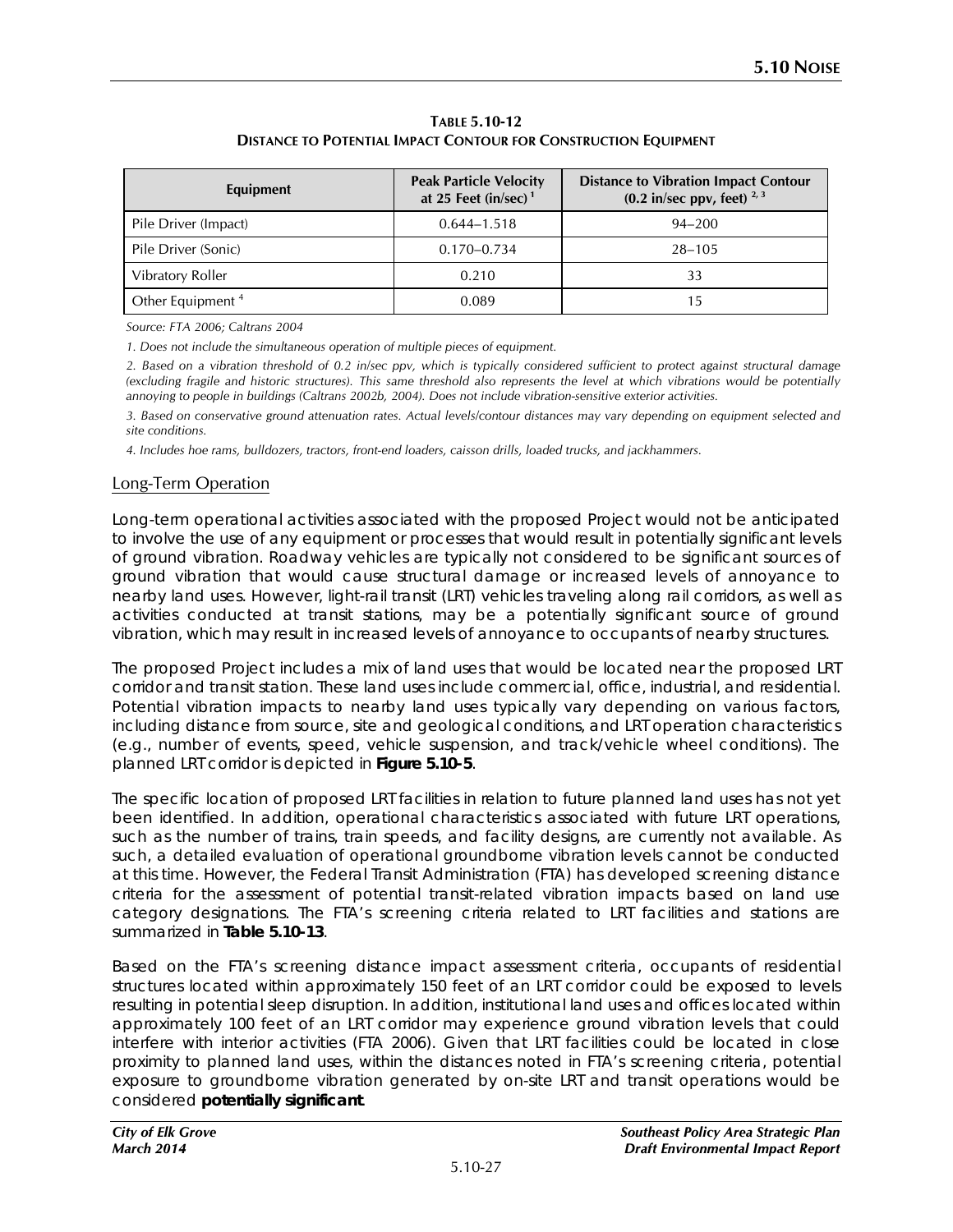**Table 5.10-12**
**Distance to Potential Impact Contour for Construction Equipment**

| Equipment | Peak Particle Velocity at 25 Feet (in/sec) [1] | Distance to Vibration Impact Contour (0.2 in/sec ppv, feet) [2, 3] |
|---|---|---|
| Pile Driver (Impact) | 0.644–1.518 | 94–200 |
| Pile Driver (Sonic) | 0.170–0.734 | 28–105 |
| Vibratory Roller | 0.210 | 33 |
| Other Equipment [4] | 0.089 | 15 |

*Source: FTA 2006; Caltrans 2004*

*1. Does not include the simultaneous operation of multiple pieces of equipment.*

*2. Based on a vibration threshold of 0.2 in/sec ppv, which is typically considered sufficient to protect against structural damage (excluding fragile and historic structures). This same threshold also represents the level at which vibrations would be potentially annoying to people in buildings (Caltrans 2002b, 2004). Does not include vibration-sensitive exterior activities.*

*3. Based on conservative ground attenuation rates. Actual levels/contour distances may vary depending on equipment selected and site conditions.*

*4. Includes hoe rams, bulldozers, tractors, front-end loaders, caisson drills, loaded trucks, and jackhammers.*

### Long-Term Operation

Long-term operational activities associated with the proposed Project would not be anticipated to involve the use of any equipment or processes that would result in potentially significant levels of ground vibration. Roadway vehicles are typically not considered to be significant sources of ground vibration that would cause structural damage or increased levels of annoyance to nearby land uses. However, light-rail transit (LRT) vehicles traveling along rail corridors, as well as activities conducted at transit stations, may be a potentially significant source of ground vibration, which may result in increased levels of annoyance to occupants of nearby structures.

The proposed Project includes a mix of land uses that would be located near the proposed LRT corridor and transit station. These land uses include commercial, office, industrial, and residential. Potential vibration impacts to nearby land uses typically vary depending on various factors, including distance from source, site and geological conditions, and LRT operation characteristics (e.g., number of events, speed, vehicle suspension, and track/vehicle wheel conditions). The planned LRT corridor is depicted in **Figure 5.10-5**.

The specific location of proposed LRT facilities in relation to future planned land uses has not yet been identified. In addition, operational characteristics associated with future LRT operations, such as the number of trains, train speeds, and facility designs, are currently not available. As such, a detailed evaluation of operational groundborne vibration levels cannot be conducted at this time. However, the Federal Transit Administration (FTA) has developed screening distance criteria for the assessment of potential transit-related vibration impacts based on land use category designations. The FTA's screening criteria related to LRT facilities and stations are summarized in **Table 5.10-13**.

Based on the FTA's screening distance impact assessment criteria, occupants of residential structures located within approximately 150 feet of an LRT corridor could be exposed to levels resulting in potential sleep disruption. In addition, institutional land uses and offices located within approximately 100 feet of an LRT corridor may experience ground vibration levels that could interfere with interior activities (FTA 2006). Given that LRT facilities could be located in close proximity to planned land uses, within the distances noted in FTA's screening criteria, potential exposure to groundborne vibration generated by on-site LRT and transit operations would be considered **potentially significant**.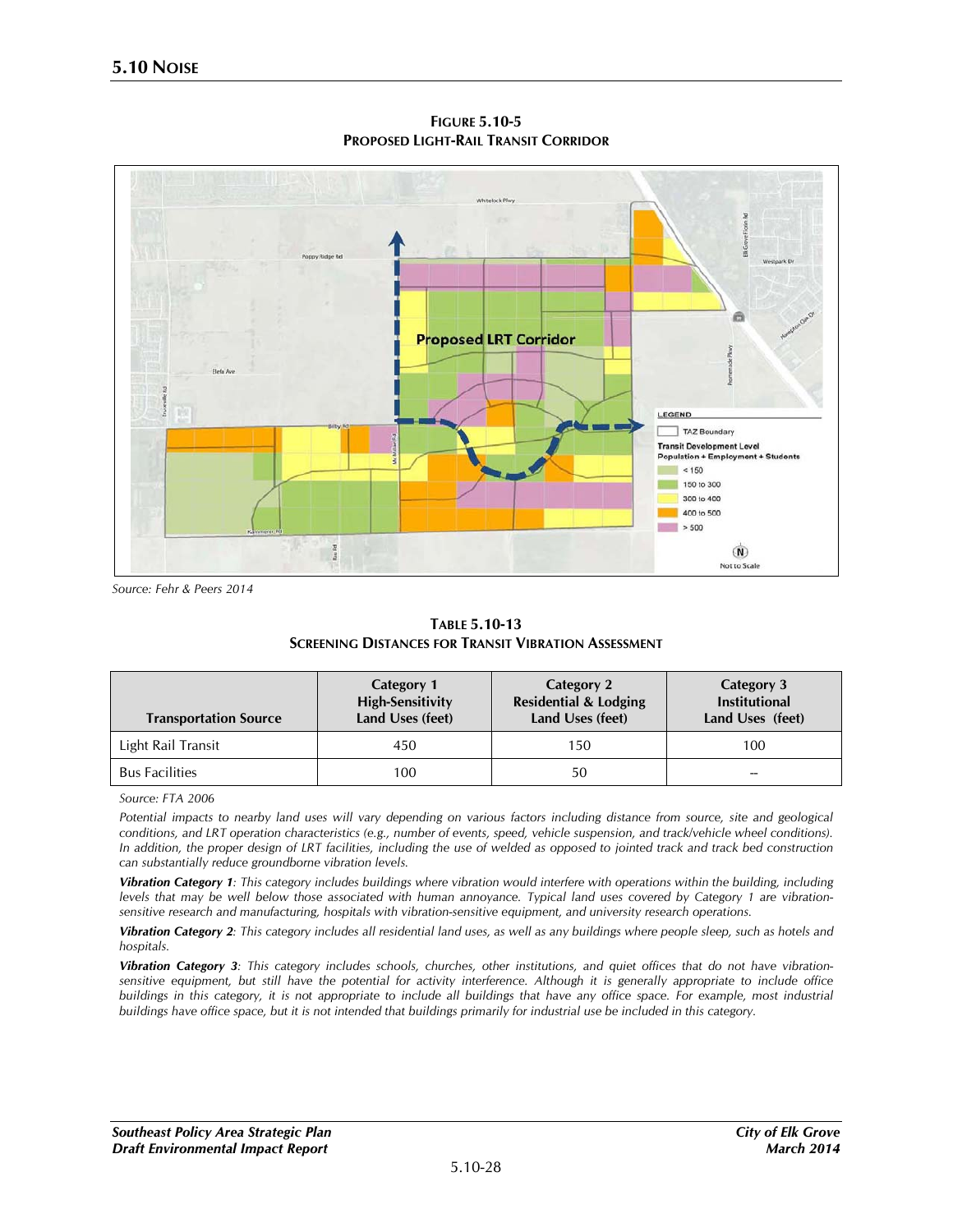**FIGURE 5.10-5**
**PROPOSED LIGHT-RAIL TRANSIT CORRIDOR**

*Source: Fehr & Peers 2014*

**TABLE 5.10-13**
**SCREENING DISTANCES FOR TRANSIT VIBRATION ASSESSMENT**

| Transportation Source | Category 1 High-Sensitivity Land Uses (feet) | Category 2 Residential & Lodging Land Uses (feet) | Category 3 Institutional Land Uses (feet) |
|---|---|---|---|
| Light Rail Transit | 450 | 150 | 100 |
| Bus Facilities | 100 | 50 | -- |

*Source: FTA 2006*

*Potential impacts to nearby land uses will vary depending on various factors including distance from source, site and geological conditions, and LRT operation characteristics (e.g., number of events, speed, vehicle suspension, and track/vehicle wheel conditions). In addition, the proper design of LRT facilities, including the use of welded as opposed to jointed track and track bed construction can substantially reduce groundborne vibration levels.*

***Vibration Category 1**: This category includes buildings where vibration would interfere with operations within the building, including levels that may be well below those associated with human annoyance. Typical land uses covered by Category 1 are vibration-sensitive research and manufacturing, hospitals with vibration-sensitive equipment, and university research operations.*

***Vibration Category 2**: This category includes all residential land uses, as well as any buildings where people sleep, such as hotels and hospitals.*

***Vibration Category 3**: This category includes schools, churches, other institutions, and quiet offices that do not have vibration-sensitive equipment, but still have the potential for activity interference. Although it is generally appropriate to include office buildings in this category, it is not appropriate to include all buildings that have any office space. For example, most industrial buildings have office space, but it is not intended that buildings primarily for industrial use be included in this category.*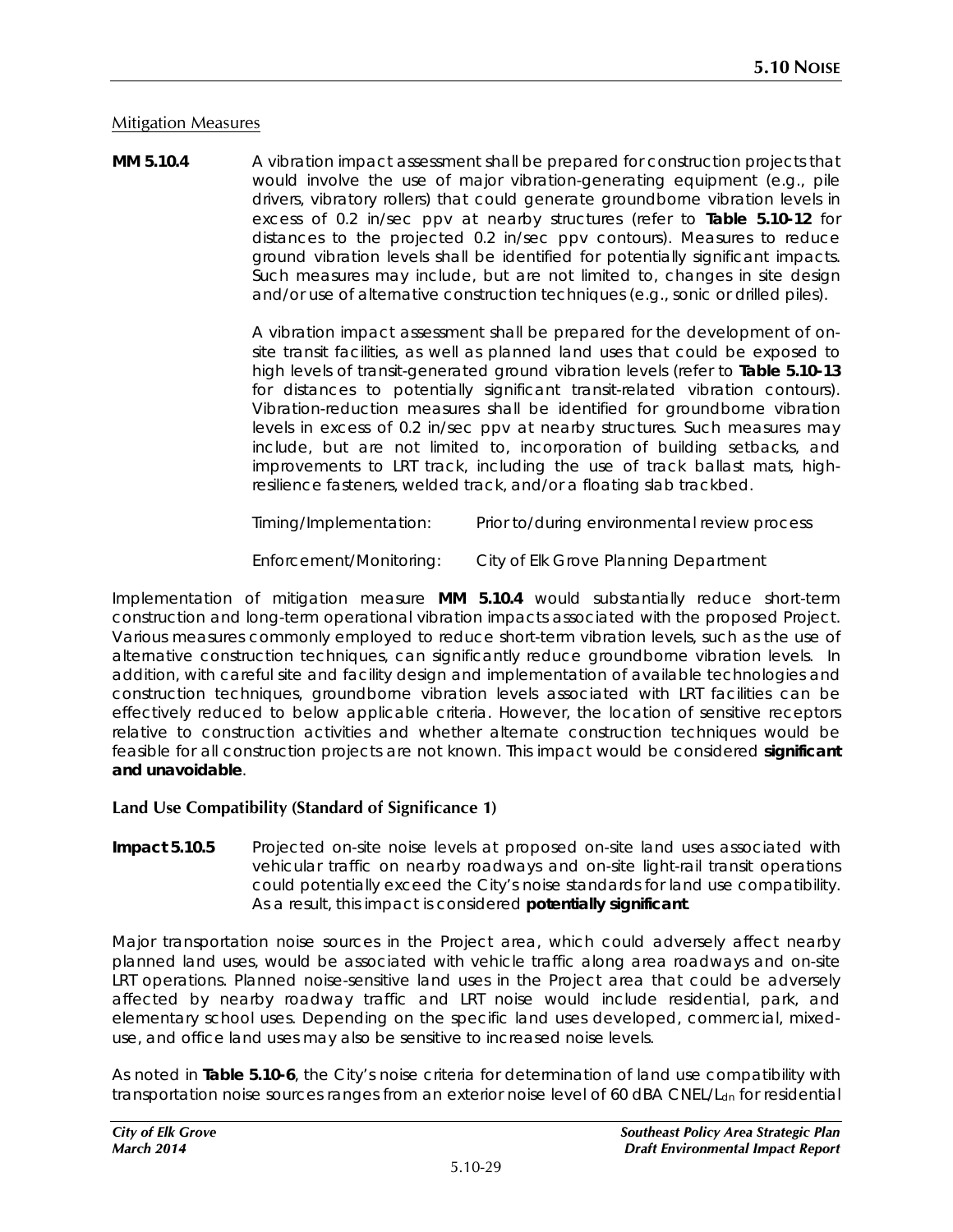Mitigation Measures

**MM 5.10.4** A vibration impact assessment shall be prepared for construction projects that would involve the use of major vibration-generating equipment (e.g., pile drivers, vibratory rollers) that could generate groundborne vibration levels in excess of 0.2 in/sec ppv at nearby structures (refer to **Table 5.10-12** for distances to the projected 0.2 in/sec ppv contours). Measures to reduce ground vibration levels shall be identified for potentially significant impacts. Such measures may include, but are not limited to, changes in site design and/or use of alternative construction techniques (e.g., sonic or drilled piles).

A vibration impact assessment shall be prepared for the development of on-site transit facilities, as well as planned land uses that could be exposed to high levels of transit-generated ground vibration levels (refer to **Table 5.10-13** for distances to potentially significant transit-related vibration contours). Vibration-reduction measures shall be identified for groundborne vibration levels in excess of 0.2 in/sec ppv at nearby structures. Such measures may include, but are not limited to, incorporation of building setbacks, and improvements to LRT track, including the use of track ballast mats, high-resilience fasteners, welded track, and/or a floating slab trackbed.

Timing/Implementation: Prior to/during environmental review process

Enforcement/Monitoring: City of Elk Grove Planning Department

Implementation of mitigation measure **MM 5.10.4** would substantially reduce short-term construction and long-term operational vibration impacts associated with the proposed Project. Various measures commonly employed to reduce short-term vibration levels, such as the use of alternative construction techniques, can significantly reduce groundborne vibration levels. In addition, with careful site and facility design and implementation of available technologies and construction techniques, groundborne vibration levels associated with LRT facilities can be effectively reduced to below applicable criteria. However, the location of sensitive receptors relative to construction activities and whether alternate construction techniques would be feasible for all construction projects are not known. This impact would be considered **significant and unavoidable**.

### Land Use Compatibility (Standard of Significance 1)

**Impact 5.10.5** Projected on-site noise levels at proposed on-site land uses associated with vehicular traffic on nearby roadways and on-site light-rail transit operations could potentially exceed the City's noise standards for land use compatibility. As a result, this impact is considered **potentially significant**.

Major transportation noise sources in the Project area, which could adversely affect nearby planned land uses, would be associated with vehicle traffic along area roadways and on-site LRT operations. Planned noise-sensitive land uses in the Project area that could be adversely affected by nearby roadway traffic and LRT noise would include residential, park, and elementary school uses. Depending on the specific land uses developed, commercial, mixed-use, and office land uses may also be sensitive to increased noise levels.

As noted in **Table 5.10-6**, the City's noise criteria for determination of land use compatibility with transportation noise sources ranges from an exterior noise level of 60 dBA CNEL/$L_{dn}$ for residential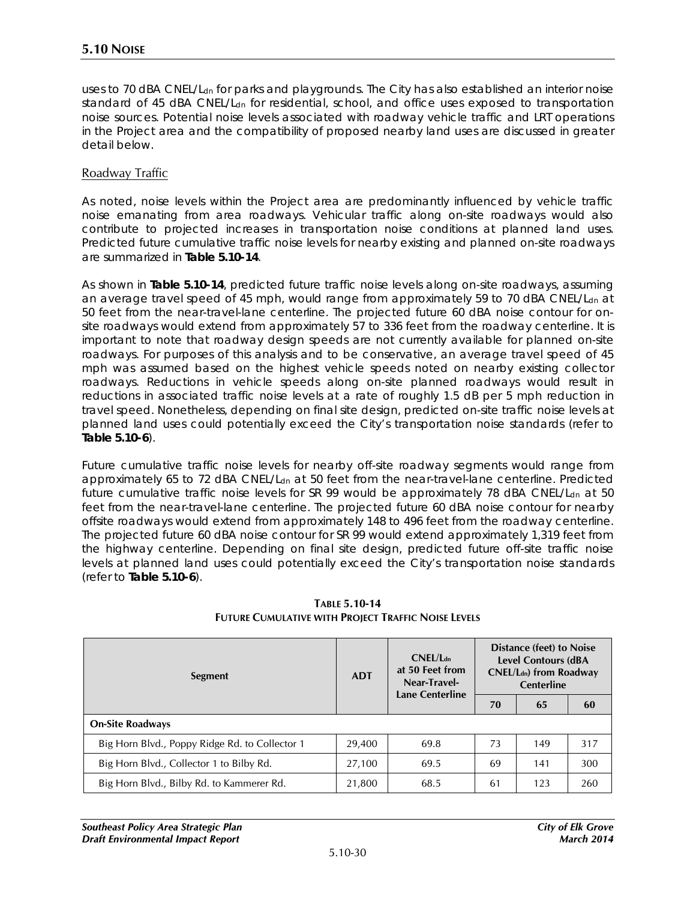uses to 70 dBA CNEL/$L_{dn}$ for parks and playgrounds. The City has also established an interior noise standard of 45 dBA CNEL/$L_{dn}$ for residential, school, and office uses exposed to transportation noise sources. Potential noise levels associated with roadway vehicle traffic and LRT operations in the Project area and the compatibility of proposed nearby land uses are discussed in greater detail below.

### Roadway Traffic

As noted, noise levels within the Project area are predominantly influenced by vehicle traffic noise emanating from area roadways. Vehicular traffic along on-site roadways would also contribute to projected increases in transportation noise conditions at planned land uses. Predicted future cumulative traffic noise levels for nearby existing and planned on-site roadways are summarized in **Table 5.10-14**.

As shown in **Table 5.10-14**, predicted future traffic noise levels along on-site roadways, assuming an average travel speed of 45 mph, would range from approximately 59 to 70 dBA CNEL/$L_{dn}$ at 50 feet from the near-travel-lane centerline. The projected future 60 dBA noise contour for on-site roadways would extend from approximately 57 to 336 feet from the roadway centerline. It is important to note that roadway design speeds are not currently available for planned on-site roadways. For purposes of this analysis and to be conservative, an average travel speed of 45 mph was assumed based on the highest vehicle speeds noted on nearby existing collector roadways. Reductions in vehicle speeds along on-site planned roadways would result in reductions in associated traffic noise levels at a rate of roughly 1.5 dB per 5 mph reduction in travel speed. Nonetheless, depending on final site design, predicted on-site traffic noise levels at planned land uses could potentially exceed the City's transportation noise standards (refer to **Table 5.10-6**).

Future cumulative traffic noise levels for nearby off-site roadway segments would range from approximately 65 to 72 dBA CNEL/$L_{dn}$ at 50 feet from the near-travel-lane centerline. Predicted future cumulative traffic noise levels for SR 99 would be approximately 78 dBA CNEL/$L_{dn}$ at 50 feet from the near-travel-lane centerline. The projected future 60 dBA noise contour for nearby offsite roadways would extend from approximately 148 to 496 feet from the roadway centerline. The projected future 60 dBA noise contour for SR 99 would extend approximately 1,319 feet from the highway centerline. Depending on final site design, predicted future off-site traffic noise levels at planned land uses could potentially exceed the City's transportation noise standards (refer to **Table 5.10-6**).

**TABLE 5.10-14**
**FUTURE CUMULATIVE WITH PROJECT TRAFFIC NOISE LEVELS**

| Segment | ADT | CNEL/$L_{dn}$ at 50 Feet from Near-Travel-Lane Centerline | Distance (feet) to Noise Level Contours (dBA CNEL/$L_{dn}$) from Roadway Centerline | | |
|---|---|---|---|---|---|
| | | | 70 | 65 | 60 |
| **On-Site Roadways** | | | | | |
| Big Horn Blvd., Poppy Ridge Rd. to Collector 1 | 29,400 | 69.8 | 73 | 149 | 317 |
| Big Horn Blvd., Collector 1 to Bilby Rd. | 27,100 | 69.5 | 69 | 141 | 300 |
| Big Horn Blvd., Bilby Rd. to Kammerer Rd. | 21,800 | 68.5 | 61 | 123 | 260 |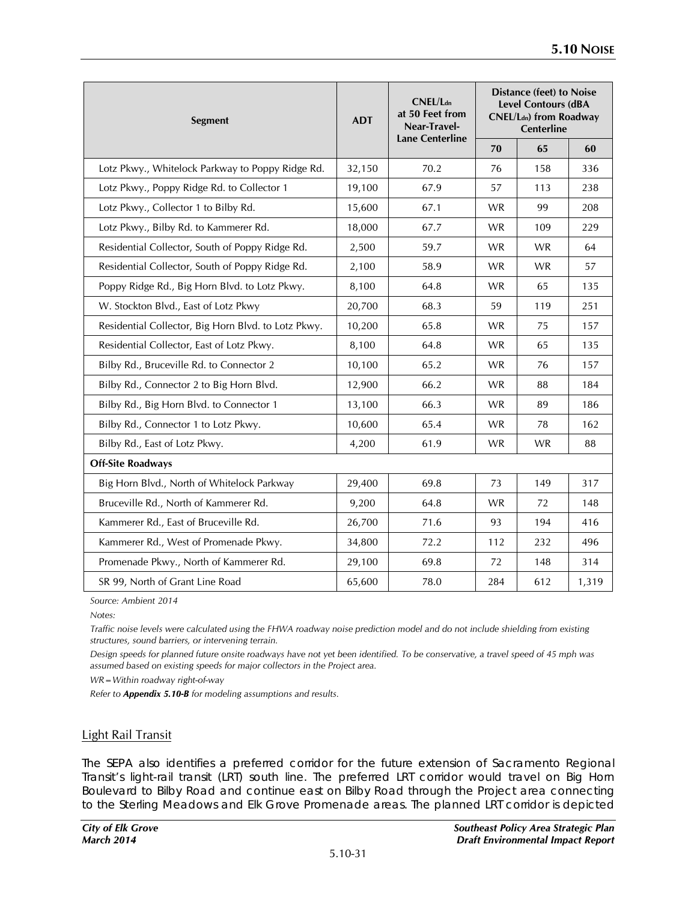| Segment | ADT | $CNEL/L_{dn}$ at 50 Feet from Near-Travel-Lane Centerline | Distance (feet) to Noise Level Contours (dBA $CNEL/L_{dn}$) from Roadway Centerline | | |
|---|---|---|---|---|---|
| | | | 70 | 65 | 60 |
| Lotz Pkwy., Whitelock Parkway to Poppy Ridge Rd. | 32,150 | 70.2 | 76 | 158 | 336 |
| Lotz Pkwy., Poppy Ridge Rd. to Collector 1 | 19,100 | 67.9 | 57 | 113 | 238 |
| Lotz Pkwy., Collector 1 to Bilby Rd. | 15,600 | 67.1 | WR | 99 | 208 |
| Lotz Pkwy., Bilby Rd. to Kammerer Rd. | 18,000 | 67.7 | WR | 109 | 229 |
| Residential Collector, South of Poppy Ridge Rd. | 2,500 | 59.7 | WR | WR | 64 |
| Residential Collector, South of Poppy Ridge Rd. | 2,100 | 58.9 | WR | WR | 57 |
| Poppy Ridge Rd., Big Horn Blvd. to Lotz Pkwy. | 8,100 | 64.8 | WR | 65 | 135 |
| W. Stockton Blvd., East of Lotz Pkwy | 20,700 | 68.3 | 59 | 119 | 251 |
| Residential Collector, Big Horn Blvd. to Lotz Pkwy. | 10,200 | 65.8 | WR | 75 | 157 |
| Residential Collector, East of Lotz Pkwy. | 8,100 | 64.8 | WR | 65 | 135 |
| Bilby Rd., Bruceville Rd. to Connector 2 | 10,100 | 65.2 | WR | 76 | 157 |
| Bilby Rd., Connector 2 to Big Horn Blvd. | 12,900 | 66.2 | WR | 88 | 184 |
| Bilby Rd., Big Horn Blvd. to Connector 1 | 13,100 | 66.3 | WR | 89 | 186 |
| Bilby Rd., Connector 1 to Lotz Pkwy. | 10,600 | 65.4 | WR | 78 | 162 |
| Bilby Rd., East of Lotz Pkwy. | 4,200 | 61.9 | WR | WR | 88 |
| **Off-Site Roadways** | | | | | |
| Big Horn Blvd., North of Whitelock Parkway | 29,400 | 69.8 | 73 | 149 | 317 |
| Bruceville Rd., North of Kammerer Rd. | 9,200 | 64.8 | WR | 72 | 148 |
| Kammerer Rd., East of Bruceville Rd. | 26,700 | 71.6 | 93 | 194 | 416 |
| Kammerer Rd., West of Promenade Pkwy. | 34,800 | 72.2 | 112 | 232 | 496 |
| Promenade Pkwy., North of Kammerer Rd. | 29,100 | 69.8 | 72 | 148 | 314 |
| SR 99, North of Grant Line Road | 65,600 | 78.0 | 284 | 612 | 1,319 |

*Source: Ambient 2014*

*Notes:*

*Traffic noise levels were calculated using the FHWA roadway noise prediction model and do not include shielding from existing structures, sound barriers, or intervening terrain.*

*Design speeds for planned future onsite roadways have not yet been identified. To be conservative, a travel speed of 45 mph was assumed based on existing speeds for major collectors in the Project area.*

*WR = Within roadway right-of-way*

*Refer to **Appendix 5.10-B** for modeling assumptions and results.*

## Light Rail Transit

The SEPA also identifies a preferred corridor for the future extension of Sacramento Regional Transit's light-rail transit (LRT) south line. The preferred LRT corridor would travel on Big Horn Boulevard to Bilby Road and continue east on Bilby Road through the Project area connecting to the Sterling Meadows and Elk Grove Promenade areas. The planned LRT corridor is depicted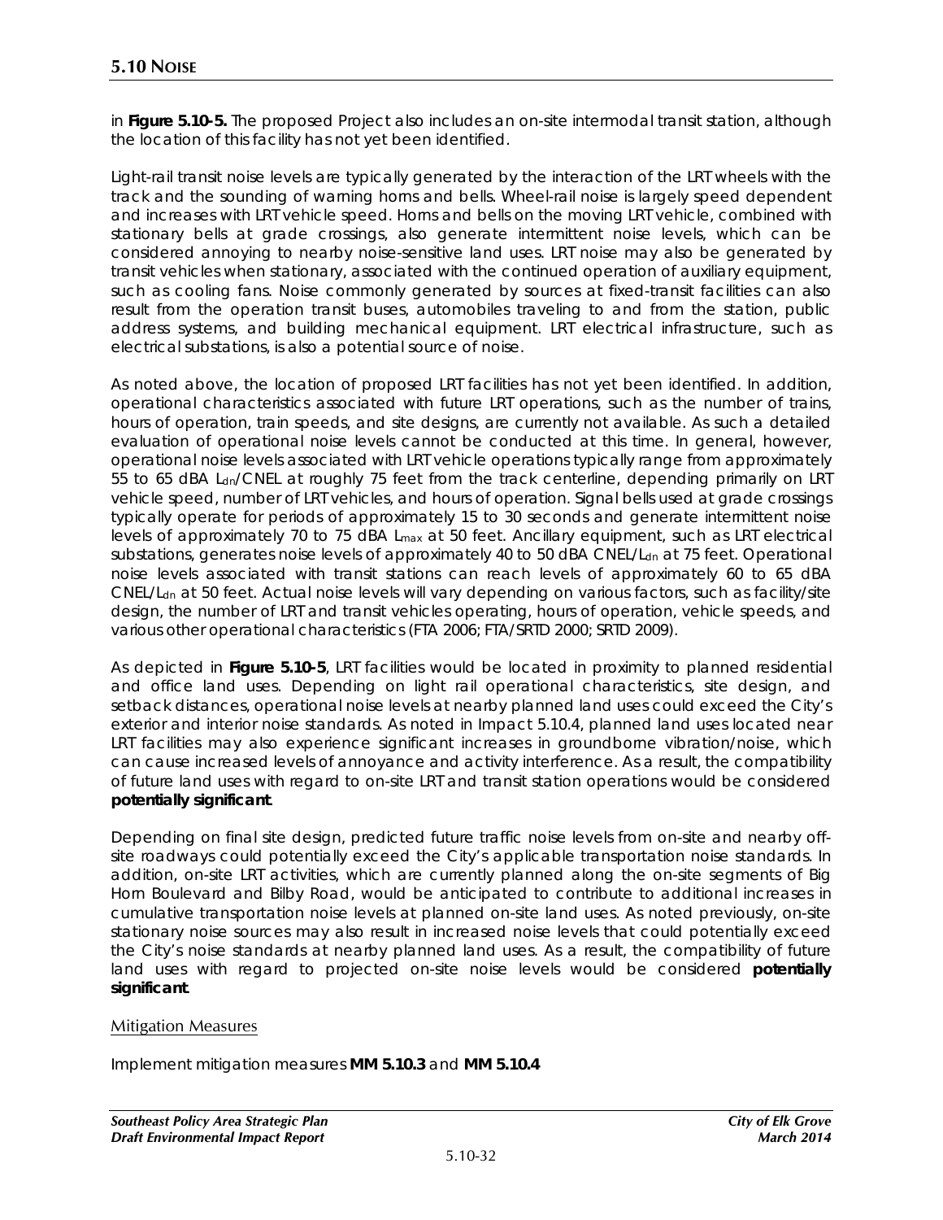in **Figure 5.10-5.** The proposed Project also includes an on-site intermodal transit station, although the location of this facility has not yet been identified.

Light-rail transit noise levels are typically generated by the interaction of the LRT wheels with the track and the sounding of warning horns and bells. Wheel-rail noise is largely speed dependent and increases with LRT vehicle speed. Horns and bells on the moving LRT vehicle, combined with stationary bells at grade crossings, also generate intermittent noise levels, which can be considered annoying to nearby noise-sensitive land uses. LRT noise may also be generated by transit vehicles when stationary, associated with the continued operation of auxiliary equipment, such as cooling fans. Noise commonly generated by sources at fixed-transit facilities can also result from the operation transit buses, automobiles traveling to and from the station, public address systems, and building mechanical equipment. LRT electrical infrastructure, such as electrical substations, is also a potential source of noise.

As noted above, the location of proposed LRT facilities has not yet been identified. In addition, operational characteristics associated with future LRT operations, such as the number of trains, hours of operation, train speeds, and site designs, are currently not available. As such a detailed evaluation of operational noise levels cannot be conducted at this time. In general, however, operational noise levels associated with LRT vehicle operations typically range from approximately 55 to 65 dBA $L_{dn}$/CNEL at roughly 75 feet from the track centerline, depending primarily on LRT vehicle speed, number of LRT vehicles, and hours of operation. Signal bells used at grade crossings typically operate for periods of approximately 15 to 30 seconds and generate intermittent noise levels of approximately 70 to 75 dBA $L_{max}$ at 50 feet. Ancillary equipment, such as LRT electrical substations, generates noise levels of approximately 40 to 50 dBA CNEL/$L_{dn}$ at 75 feet. Operational noise levels associated with transit stations can reach levels of approximately 60 to 65 dBA CNEL/$L_{dn}$ at 50 feet. Actual noise levels will vary depending on various factors, such as facility/site design, the number of LRT and transit vehicles operating, hours of operation, vehicle speeds, and various other operational characteristics (FTA 2006; FTA/SRTD 2000; SRTD 2009).

As depicted in **Figure 5.10-5**, LRT facilities would be located in proximity to planned residential and office land uses. Depending on light rail operational characteristics, site design, and setback distances, operational noise levels at nearby planned land uses could exceed the City's exterior and interior noise standards. As noted in Impact 5.10.4, planned land uses located near LRT facilities may also experience significant increases in groundborne vibration/noise, which can cause increased levels of annoyance and activity interference. As a result, the compatibility of future land uses with regard to on-site LRT and transit station operations would be considered **potentially significant**.

Depending on final site design, predicted future traffic noise levels from on-site and nearby off-site roadways could potentially exceed the City's applicable transportation noise standards. In addition, on-site LRT activities, which are currently planned along the on-site segments of Big Horn Boulevard and Bilby Road, would be anticipated to contribute to additional increases in cumulative transportation noise levels at planned on-site land uses. As noted previously, on-site stationary noise sources may also result in increased noise levels that could potentially exceed the City's noise standards at nearby planned land uses. As a result, the compatibility of future land uses with regard to projected on-site noise levels would be considered **potentially significant**.

Mitigation Measures

Implement mitigation measures **MM 5.10.3** and **MM 5.10.4**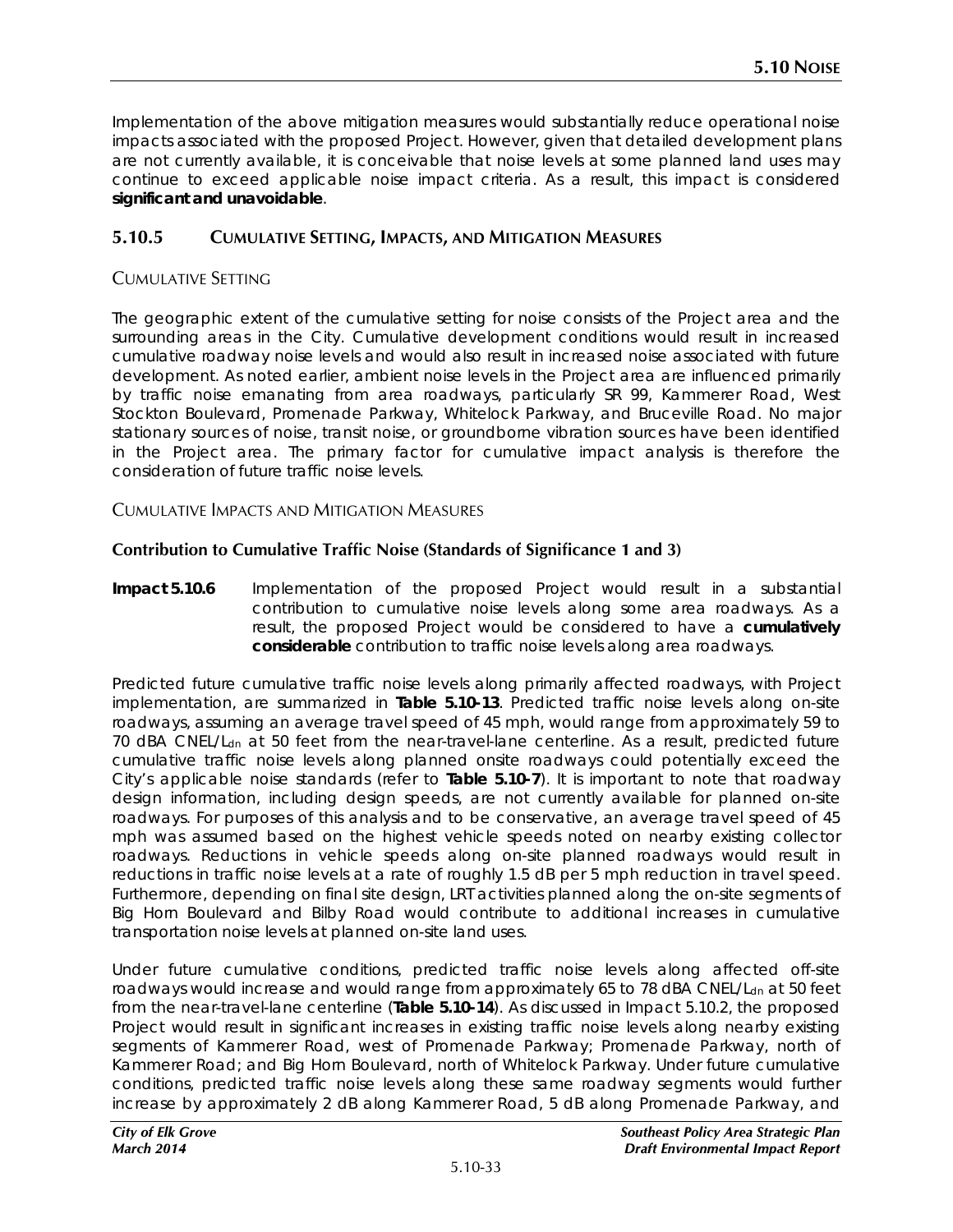Implementation of the above mitigation measures would substantially reduce operational noise impacts associated with the proposed Project. However, given that detailed development plans are not currently available, it is conceivable that noise levels at some planned land uses may continue to exceed applicable noise impact criteria. As a result, this impact is considered **significant and unavoidable**.

## 5.10.5 Cumulative Setting, Impacts, and Mitigation Measures

### Cumulative Setting

The geographic extent of the cumulative setting for noise consists of the Project area and the surrounding areas in the City. Cumulative development conditions would result in increased cumulative roadway noise levels and would also result in increased noise associated with future development. As noted earlier, ambient noise levels in the Project area are influenced primarily by traffic noise emanating from area roadways, particularly SR 99, Kammerer Road, West Stockton Boulevard, Promenade Parkway, Whitelock Parkway, and Bruceville Road. No major stationary sources of noise, transit noise, or groundborne vibration sources have been identified in the Project area. The primary factor for cumulative impact analysis is therefore the consideration of future traffic noise levels.

### Cumulative Impacts and Mitigation Measures

#### Contribution to Cumulative Traffic Noise (Standards of Significance 1 and 3)

**Impact 5.10.6** Implementation of the proposed Project would result in a substantial contribution to cumulative noise levels along some area roadways. As a result, the proposed Project would be considered to have a **cumulatively considerable** contribution to traffic noise levels along area roadways.

Predicted future cumulative traffic noise levels along primarily affected roadways, with Project implementation, are summarized in **Table 5.10-13**. Predicted traffic noise levels along on-site roadways, assuming an average travel speed of 45 mph, would range from approximately 59 to 70 dBA CNEL/$L_{dn}$ at 50 feet from the near-travel-lane centerline. As a result, predicted future cumulative traffic noise levels along planned onsite roadways could potentially exceed the City's applicable noise standards (refer to **Table 5.10-7**). It is important to note that roadway design information, including design speeds, are not currently available for planned on-site roadways. For purposes of this analysis and to be conservative, an average travel speed of 45 mph was assumed based on the highest vehicle speeds noted on nearby existing collector roadways. Reductions in vehicle speeds along on-site planned roadways would result in reductions in traffic noise levels at a rate of roughly 1.5 dB per 5 mph reduction in travel speed. Furthermore, depending on final site design, LRT activities planned along the on-site segments of Big Horn Boulevard and Bilby Road would contribute to additional increases in cumulative transportation noise levels at planned on-site land uses.

Under future cumulative conditions, predicted traffic noise levels along affected off-site roadways would increase and would range from approximately 65 to 78 dBA CNEL/$L_{dn}$ at 50 feet from the near-travel-lane centerline (**Table 5.10-14**). As discussed in Impact 5.10.2, the proposed Project would result in significant increases in existing traffic noise levels along nearby existing segments of Kammerer Road, west of Promenade Parkway; Promenade Parkway, north of Kammerer Road; and Big Horn Boulevard, north of Whitelock Parkway. Under future cumulative conditions, predicted traffic noise levels along these same roadway segments would further increase by approximately 2 dB along Kammerer Road, 5 dB along Promenade Parkway, and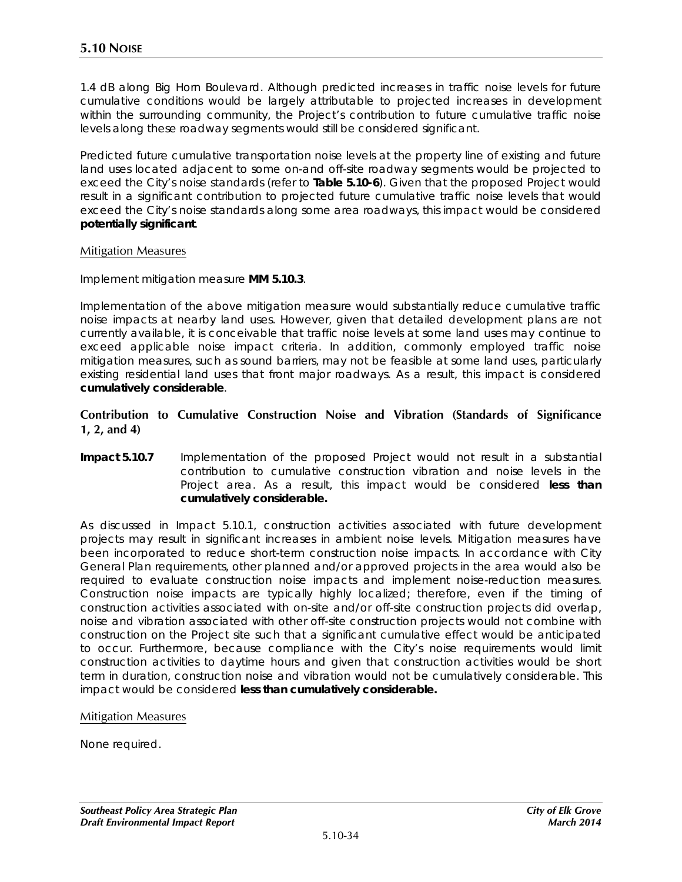1.4 dB along Big Horn Boulevard. Although predicted increases in traffic noise levels for future cumulative conditions would be largely attributable to projected increases in development within the surrounding community, the Project's contribution to future cumulative traffic noise levels along these roadway segments would still be considered significant.

Predicted future cumulative transportation noise levels at the property line of existing and future land uses located adjacent to some on-and off-site roadway segments would be projected to exceed the City's noise standards (refer to **Table 5.10-6**). Given that the proposed Project would result in a significant contribution to projected future cumulative traffic noise levels that would exceed the City's noise standards along some area roadways, this impact would be considered **potentially significant**.

#### Mitigation Measures

Implement mitigation measure **MM 5.10.3**.

Implementation of the above mitigation measure would substantially reduce cumulative traffic noise impacts at nearby land uses. However, given that detailed development plans are not currently available, it is conceivable that traffic noise levels at some land uses may continue to exceed applicable noise impact criteria. In addition, commonly employed traffic noise mitigation measures, such as sound barriers, may not be feasible at some land uses, particularly existing residential land uses that front major roadways. As a result, this impact is considered **cumulatively considerable**.

### Contribution to Cumulative Construction Noise and Vibration (Standards of Significance 1, 2, and 4)

**Impact 5.10.7** Implementation of the proposed Project would not result in a substantial contribution to cumulative construction vibration and noise levels in the Project area. As a result, this impact would be considered **less than cumulatively considerable.**

As discussed in Impact 5.10.1, construction activities associated with future development projects may result in significant increases in ambient noise levels. Mitigation measures have been incorporated to reduce short-term construction noise impacts. In accordance with City General Plan requirements, other planned and/or approved projects in the area would also be required to evaluate construction noise impacts and implement noise-reduction measures. Construction noise impacts are typically highly localized; therefore, even if the timing of construction activities associated with on-site and/or off-site construction projects did overlap, noise and vibration associated with other off-site construction projects would not combine with construction on the Project site such that a significant cumulative effect would be anticipated to occur. Furthermore, because compliance with the City's noise requirements would limit construction activities to daytime hours and given that construction activities would be short term in duration, construction noise and vibration would not be cumulatively considerable. This impact would be considered **less than cumulatively considerable.**

#### Mitigation Measures

None required.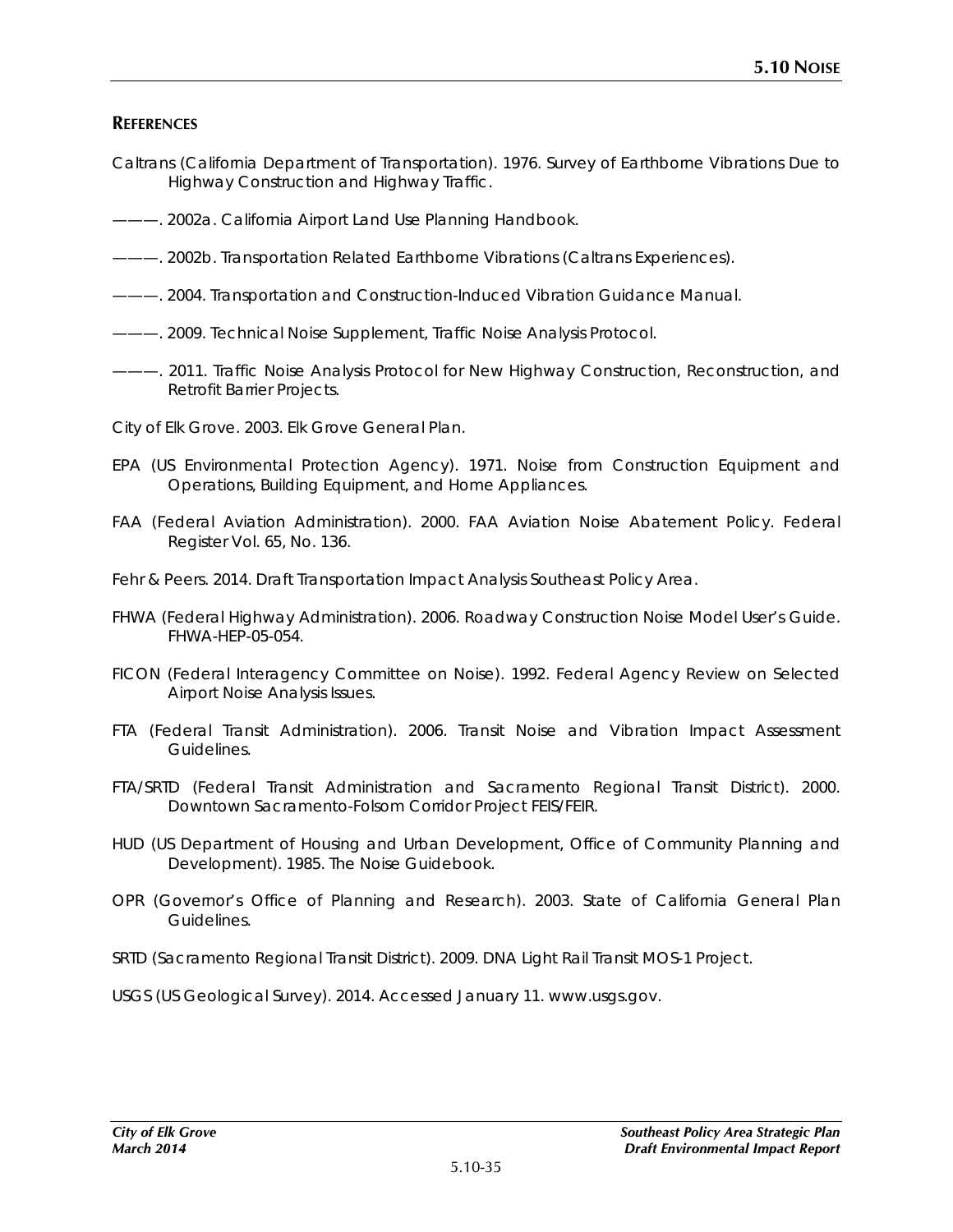## REFERENCES

Caltrans (California Department of Transportation). 1976. Survey of Earthborne Vibrations Due to Highway Construction and Highway Traffic.

———. 2002a. California Airport Land Use Planning Handbook.

———. 2002b. Transportation Related Earthborne Vibrations (Caltrans Experiences).

———. 2004. Transportation and Construction-Induced Vibration Guidance Manual.

———. 2009. Technical Noise Supplement, Traffic Noise Analysis Protocol.

———. 2011. Traffic Noise Analysis Protocol for New Highway Construction, Reconstruction, and Retrofit Barrier Projects.

City of Elk Grove. 2003. Elk Grove General Plan.

EPA (US Environmental Protection Agency). 1971. Noise from Construction Equipment and Operations, Building Equipment, and Home Appliances.

FAA (Federal Aviation Administration). 2000. FAA Aviation Noise Abatement Policy. Federal Register Vol. 65, No. 136.

Fehr & Peers. 2014. Draft Transportation Impact Analysis Southeast Policy Area.

FHWA (Federal Highway Administration). 2006. Roadway Construction Noise Model User's Guide. FHWA-HEP-05-054.

FICON (Federal Interagency Committee on Noise). 1992. Federal Agency Review on Selected Airport Noise Analysis Issues.

FTA (Federal Transit Administration). 2006. Transit Noise and Vibration Impact Assessment Guidelines.

FTA/SRTD (Federal Transit Administration and Sacramento Regional Transit District). 2000. Downtown Sacramento-Folsom Corridor Project FEIS/FEIR.

HUD (US Department of Housing and Urban Development, Office of Community Planning and Development). 1985. The Noise Guidebook.

OPR (Governor's Office of Planning and Research). 2003. State of California General Plan Guidelines.

SRTD (Sacramento Regional Transit District). 2009. DNA Light Rail Transit MOS-1 Project.

USGS (US Geological Survey). 2014. Accessed January 11. www.usgs.gov.